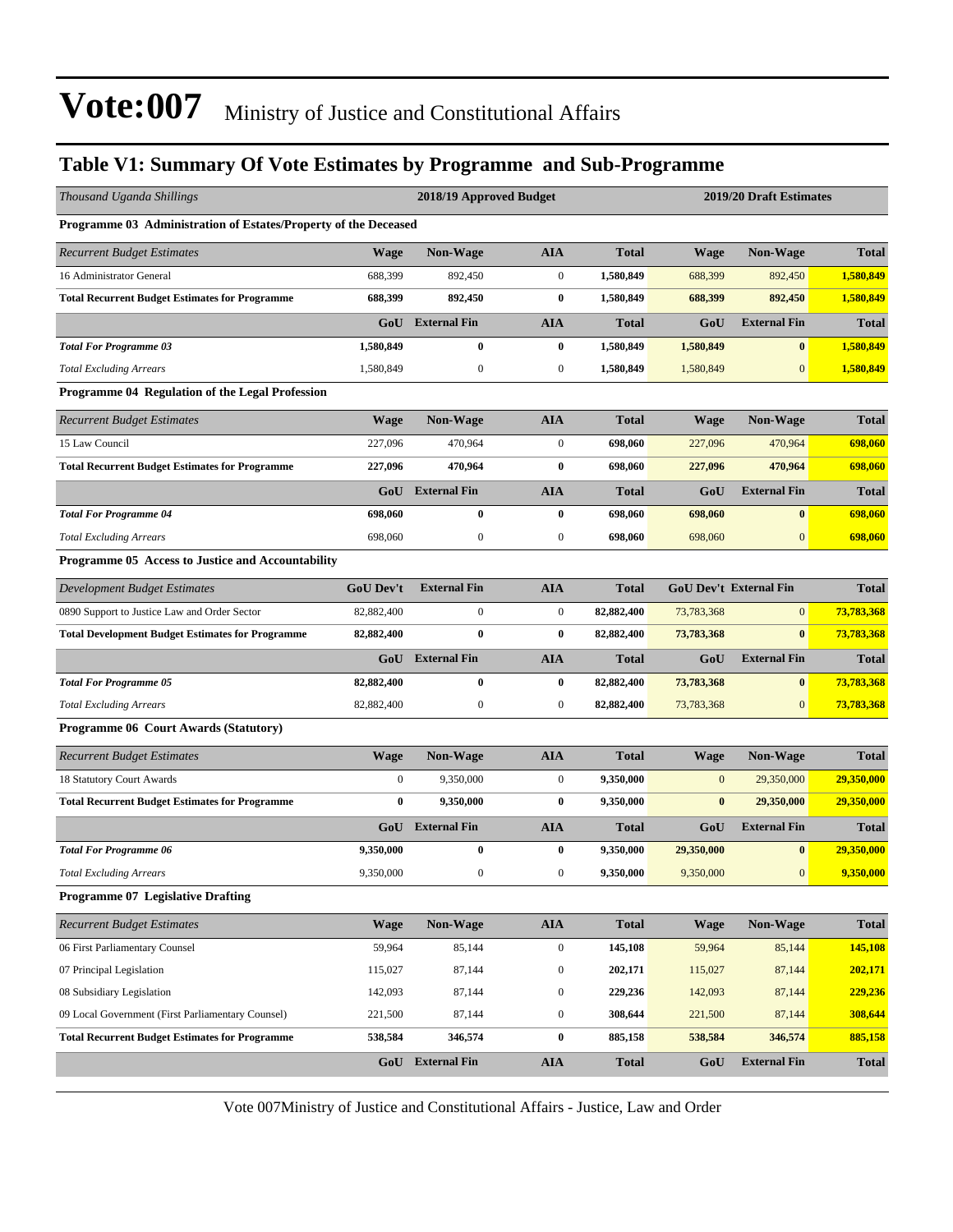# Vote:007 Ministry of Justice and Constitutional Affairs

## Table V1: Summary Of Vote Estimates by Programme and Sub-Programme

| *Thousand Uganda Shillings* | 2018/19 Approved Budget | | | | 2019/20 Draft Estimates | | |
|---|---|---|---|---|---|---|---|
| **Programme 03 Administration of Estates/Property of the Deceased** | | | | | | | |
| *Recurrent Budget Estimates* | **Wage** | **Non-Wage** | **AIA** | **Total** | **Wage** | **Non-Wage** | **Total** |
| 16 Administrator General | 688,399 | 892,450 | 0 | **1,580,849** | 688,399 | 892,450 | **1,580,849** |
| **Total Recurrent Budget Estimates for Programme** | **688,399** | **892,450** | **0** | **1,580,849** | **688,399** | **892,450** | **1,580,849** |
| | **GoU** | **External Fin** | **AIA** | **Total** | **GoU** | **External Fin** | **Total** |
| ***Total For Programme 03*** | **1,580,849** | **0** | **0** | **1,580,849** | **1,580,849** | **0** | **1,580,849** |
| *Total Excluding Arrears* | 1,580,849 | 0 | 0 | **1,580,849** | 1,580,849 | 0 | **1,580,849** |
| **Programme 04 Regulation of the Legal Profession** | | | | | | | |
| *Recurrent Budget Estimates* | **Wage** | **Non-Wage** | **AIA** | **Total** | **Wage** | **Non-Wage** | **Total** |
| 15 Law Council | 227,096 | 470,964 | 0 | **698,060** | 227,096 | 470,964 | **698,060** |
| **Total Recurrent Budget Estimates for Programme** | **227,096** | **470,964** | **0** | **698,060** | **227,096** | **470,964** | **698,060** |
| | **GoU** | **External Fin** | **AIA** | **Total** | **GoU** | **External Fin** | **Total** |
| ***Total For Programme 04*** | **698,060** | **0** | **0** | **698,060** | **698,060** | **0** | **698,060** |
| *Total Excluding Arrears* | 698,060 | 0 | 0 | **698,060** | 698,060 | 0 | **698,060** |
| **Programme 05 Access to Justice and Accountability** | | | | | | | |
| *Development Budget Estimates* | **GoU Dev't** | **External Fin** | **AIA** | **Total** | **GoU Dev't** | **External Fin** | **Total** |
| 0890 Support to Justice Law and Order Sector | 82,882,400 | 0 | 0 | **82,882,400** | 73,783,368 | 0 | **73,783,368** |
| **Total Development Budget Estimates for Programme** | **82,882,400** | **0** | **0** | **82,882,400** | **73,783,368** | **0** | **73,783,368** |
| | **GoU** | **External Fin** | **AIA** | **Total** | **GoU** | **External Fin** | **Total** |
| ***Total For Programme 05*** | **82,882,400** | **0** | **0** | **82,882,400** | **73,783,368** | **0** | **73,783,368** |
| *Total Excluding Arrears* | 82,882,400 | 0 | 0 | **82,882,400** | 73,783,368 | 0 | **73,783,368** |
| **Programme 06 Court Awards (Statutory)** | | | | | | | |
| *Recurrent Budget Estimates* | **Wage** | **Non-Wage** | **AIA** | **Total** | **Wage** | **Non-Wage** | **Total** |
| 18 Statutory Court Awards | 0 | 9,350,000 | 0 | **9,350,000** | 0 | 29,350,000 | **29,350,000** |
| **Total Recurrent Budget Estimates for Programme** | **0** | **9,350,000** | **0** | **9,350,000** | **0** | **29,350,000** | **29,350,000** |
| | **GoU** | **External Fin** | **AIA** | **Total** | **GoU** | **External Fin** | **Total** |
| ***Total For Programme 06*** | **9,350,000** | **0** | **0** | **9,350,000** | **29,350,000** | **0** | **29,350,000** |
| *Total Excluding Arrears* | 9,350,000 | 0 | 0 | **9,350,000** | 9,350,000 | 0 | **9,350,000** |
| **Programme 07 Legislative Drafting** | | | | | | | |
| *Recurrent Budget Estimates* | **Wage** | **Non-Wage** | **AIA** | **Total** | **Wage** | **Non-Wage** | **Total** |
| 06 First Parliamentary Counsel | 59,964 | 85,144 | 0 | **145,108** | 59,964 | 85,144 | **145,108** |
| 07 Principal Legislation | 115,027 | 87,144 | 0 | **202,171** | 115,027 | 87,144 | **202,171** |
| 08 Subsidiary Legislation | 142,093 | 87,144 | 0 | **229,236** | 142,093 | 87,144 | **229,236** |
| 09 Local Government (First Parliamentary Counsel) | 221,500 | 87,144 | 0 | **308,644** | 221,500 | 87,144 | **308,644** |
| **Total Recurrent Budget Estimates for Programme** | **538,584** | **346,574** | **0** | **885,158** | **538,584** | **346,574** | **885,158** |
| | **GoU** | **External Fin** | **AIA** | **Total** | **GoU** | **External Fin** | **Total** |

Vote 007Ministry of Justice and Constitutional Affairs - Justice, Law and Order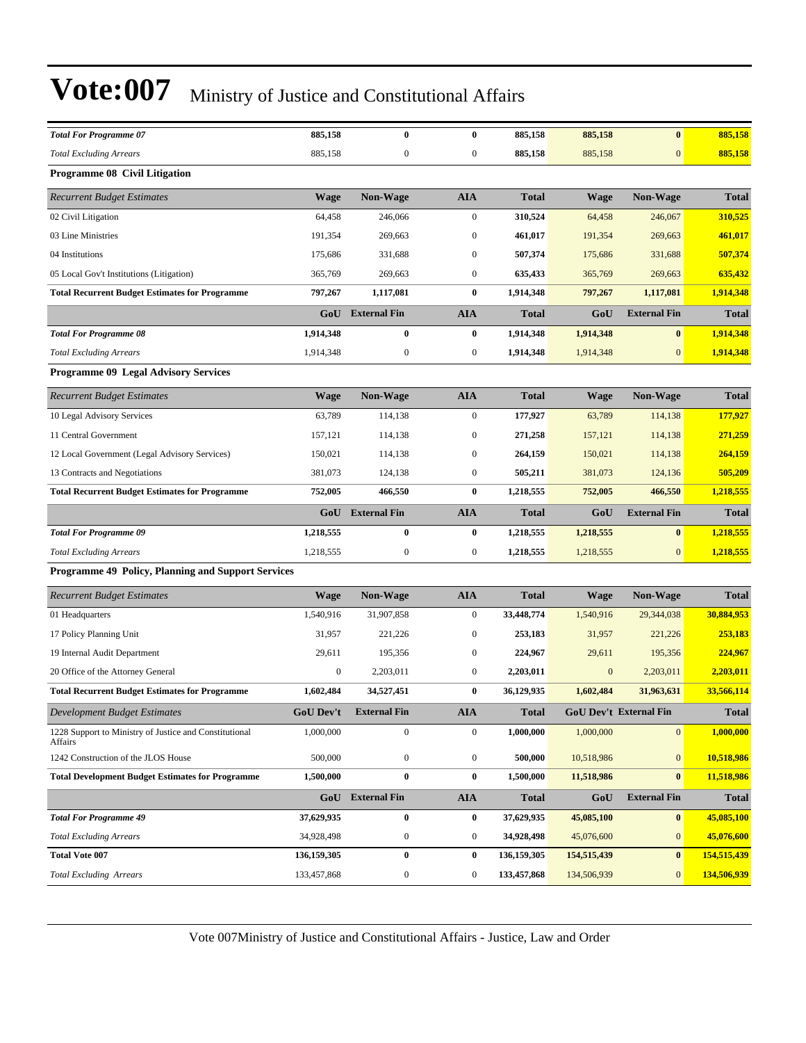# Vote:007 Ministry of Justice and Constitutional Affairs

| | | | | | | | |
|---|---|---|---|---|---|---|---|
| ***Total For Programme 07*** | **885,158** | **0** | **0** | **885,158** | **885,158** | **0** | **885,158** |
| *Total Excluding Arrears* | 885,158 | 0 | 0 | **885,158** | 885,158 | 0 | **885,158** |

**Programme 08 Civil Litigation**

| *Recurrent Budget Estimates* | Wage | Non-Wage | AIA | Total | Wage | Non-Wage | Total |
|---|---|---|---|---|---|---|---|
| 02 Civil Litigation | 64,458 | 246,066 | 0 | **310,524** | 64,458 | 246,067 | **310,525** |
| 03 Line Ministries | 191,354 | 269,663 | 0 | **461,017** | 191,354 | 269,663 | **461,017** |
| 04 Institutions | 175,686 | 331,688 | 0 | **507,374** | 175,686 | 331,688 | **507,374** |
| 05 Local Gov't Institutions (Litigation) | 365,769 | 269,663 | 0 | **635,433** | 365,769 | 269,663 | **635,432** |
| **Total Recurrent Budget Estimates for Programme** | **797,267** | **1,117,081** | **0** | **1,914,348** | **797,267** | **1,117,081** | **1,914,348** |
| | **GoU** | **External Fin** | **AIA** | **Total** | **GoU** | **External Fin** | **Total** |
| ***Total For Programme 08*** | **1,914,348** | **0** | **0** | **1,914,348** | **1,914,348** | **0** | **1,914,348** |
| *Total Excluding Arrears* | 1,914,348 | 0 | 0 | **1,914,348** | 1,914,348 | 0 | **1,914,348** |

**Programme 09 Legal Advisory Services**

| *Recurrent Budget Estimates* | Wage | Non-Wage | AIA | Total | Wage | Non-Wage | Total |
|---|---|---|---|---|---|---|---|
| 10 Legal Advisory Services | 63,789 | 114,138 | 0 | **177,927** | 63,789 | 114,138 | **177,927** |
| 11 Central Government | 157,121 | 114,138 | 0 | **271,258** | 157,121 | 114,138 | **271,259** |
| 12 Local Government (Legal Advisory Services) | 150,021 | 114,138 | 0 | **264,159** | 150,021 | 114,138 | **264,159** |
| 13 Contracts and Negotiations | 381,073 | 124,138 | 0 | **505,211** | 381,073 | 124,136 | **505,209** |
| **Total Recurrent Budget Estimates for Programme** | **752,005** | **466,550** | **0** | **1,218,555** | **752,005** | **466,550** | **1,218,555** |
| | **GoU** | **External Fin** | **AIA** | **Total** | **GoU** | **External Fin** | **Total** |
| ***Total For Programme 09*** | **1,218,555** | **0** | **0** | **1,218,555** | **1,218,555** | **0** | **1,218,555** |
| *Total Excluding Arrears* | 1,218,555 | 0 | 0 | **1,218,555** | 1,218,555 | 0 | **1,218,555** |

**Programme 49 Policy, Planning and Support Services**

| *Recurrent Budget Estimates* | Wage | Non-Wage | AIA | Total | Wage | Non-Wage | Total |
|---|---|---|---|---|---|---|---|
| 01 Headquarters | 1,540,916 | 31,907,858 | 0 | **33,448,774** | 1,540,916 | 29,344,038 | **30,884,953** |
| 17 Policy Planning Unit | 31,957 | 221,226 | 0 | **253,183** | 31,957 | 221,226 | **253,183** |
| 19 Internal Audit Department | 29,611 | 195,356 | 0 | **224,967** | 29,611 | 195,356 | **224,967** |
| 20 Office of the Attorney General | 0 | 2,203,011 | 0 | **2,203,011** | 0 | 2,203,011 | **2,203,011** |
| **Total Recurrent Budget Estimates for Programme** | **1,602,484** | **34,527,451** | **0** | **36,129,935** | **1,602,484** | **31,963,631** | **33,566,114** |
| *Development Budget Estimates* | **GoU Dev't** | **External Fin** | **AIA** | **Total** | **GoU Dev't** | **External Fin** | **Total** |
| 1228 Support to Ministry of Justice and Constitutional Affairs | 1,000,000 | 0 | 0 | **1,000,000** | 1,000,000 | 0 | **1,000,000** |
| 1242 Construction of the JLOS House | 500,000 | 0 | 0 | **500,000** | 10,518,986 | 0 | **10,518,986** |
| **Total Development Budget Estimates for Programme** | **1,500,000** | **0** | **0** | **1,500,000** | **11,518,986** | **0** | **11,518,986** |
| | **GoU** | **External Fin** | **AIA** | **Total** | **GoU** | **External Fin** | **Total** |
| ***Total For Programme 49*** | **37,629,935** | **0** | **0** | **37,629,935** | **45,085,100** | **0** | **45,085,100** |
| *Total Excluding Arrears* | 34,928,498 | 0 | 0 | **34,928,498** | 45,076,600 | 0 | **45,076,600** |
| **Total Vote 007** | **136,159,305** | **0** | **0** | **136,159,305** | **154,515,439** | **0** | **154,515,439** |
| *Total Excluding Arrears* | 133,457,868 | 0 | 0 | **133,457,868** | 134,506,939 | 0 | **134,506,939** |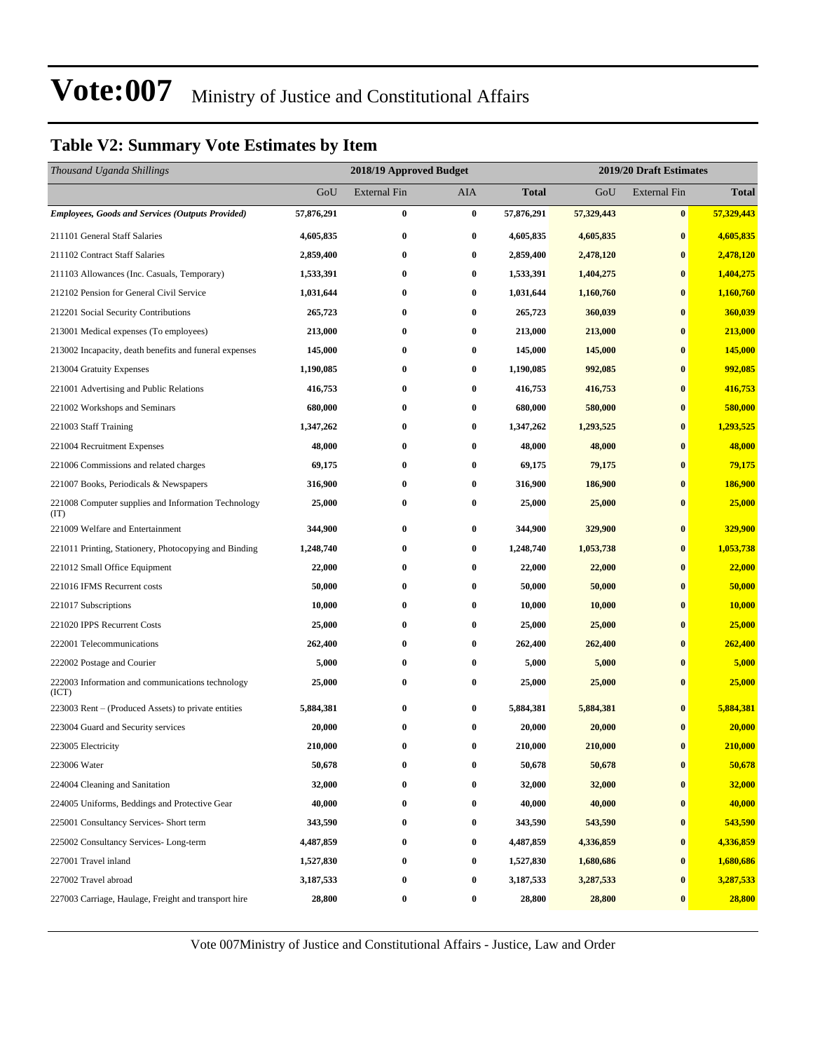# Vote:007 Ministry of Justice and Constitutional Affairs

## Table V2: Summary Vote Estimates by Item

| *Thousand Uganda Shillings* | 2018/19 Approved Budget | | | | 2019/20 Draft Estimates | | |
|---|---|---|---|---|---|---|---|
| | GoU | External Fin | AIA | **Total** | GoU | External Fin | **Total** |
| ***Employees, Goods and Services (Outputs Provided)*** | **57,876,291** | **0** | **0** | **57,876,291** | **57,329,443** | **0** | **57,329,443** |
| 211101 General Staff Salaries | **4,605,835** | **0** | **0** | **4,605,835** | **4,605,835** | **0** | **4,605,835** |
| 211102 Contract Staff Salaries | **2,859,400** | **0** | **0** | **2,859,400** | **2,478,120** | **0** | **2,478,120** |
| 211103 Allowances (Inc. Casuals, Temporary) | **1,533,391** | **0** | **0** | **1,533,391** | **1,404,275** | **0** | **1,404,275** |
| 212102 Pension for General Civil Service | **1,031,644** | **0** | **0** | **1,031,644** | **1,160,760** | **0** | **1,160,760** |
| 212201 Social Security Contributions | **265,723** | **0** | **0** | **265,723** | **360,039** | **0** | **360,039** |
| 213001 Medical expenses (To employees) | **213,000** | **0** | **0** | **213,000** | **213,000** | **0** | **213,000** |
| 213002 Incapacity, death benefits and funeral expenses | **145,000** | **0** | **0** | **145,000** | **145,000** | **0** | **145,000** |
| 213004 Gratuity Expenses | **1,190,085** | **0** | **0** | **1,190,085** | **992,085** | **0** | **992,085** |
| 221001 Advertising and Public Relations | **416,753** | **0** | **0** | **416,753** | **416,753** | **0** | **416,753** |
| 221002 Workshops and Seminars | **680,000** | **0** | **0** | **680,000** | **580,000** | **0** | **580,000** |
| 221003 Staff Training | **1,347,262** | **0** | **0** | **1,347,262** | **1,293,525** | **0** | **1,293,525** |
| 221004 Recruitment Expenses | **48,000** | **0** | **0** | **48,000** | **48,000** | **0** | **48,000** |
| 221006 Commissions and related charges | **69,175** | **0** | **0** | **69,175** | **79,175** | **0** | **79,175** |
| 221007 Books, Periodicals & Newspapers | **316,900** | **0** | **0** | **316,900** | **186,900** | **0** | **186,900** |
| 221008 Computer supplies and Information Technology (IT) | **25,000** | **0** | **0** | **25,000** | **25,000** | **0** | **25,000** |
| 221009 Welfare and Entertainment | **344,900** | **0** | **0** | **344,900** | **329,900** | **0** | **329,900** |
| 221011 Printing, Stationery, Photocopying and Binding | **1,248,740** | **0** | **0** | **1,248,740** | **1,053,738** | **0** | **1,053,738** |
| 221012 Small Office Equipment | **22,000** | **0** | **0** | **22,000** | **22,000** | **0** | **22,000** |
| 221016 IFMS Recurrent costs | **50,000** | **0** | **0** | **50,000** | **50,000** | **0** | **50,000** |
| 221017 Subscriptions | **10,000** | **0** | **0** | **10,000** | **10,000** | **0** | **10,000** |
| 221020 IPPS Recurrent Costs | **25,000** | **0** | **0** | **25,000** | **25,000** | **0** | **25,000** |
| 222001 Telecommunications | **262,400** | **0** | **0** | **262,400** | **262,400** | **0** | **262,400** |
| 222002 Postage and Courier | **5,000** | **0** | **0** | **5,000** | **5,000** | **0** | **5,000** |
| 222003 Information and communications technology (ICT) | **25,000** | **0** | **0** | **25,000** | **25,000** | **0** | **25,000** |
| 223003 Rent – (Produced Assets) to private entities | **5,884,381** | **0** | **0** | **5,884,381** | **5,884,381** | **0** | **5,884,381** |
| 223004 Guard and Security services | **20,000** | **0** | **0** | **20,000** | **20,000** | **0** | **20,000** |
| 223005 Electricity | **210,000** | **0** | **0** | **210,000** | **210,000** | **0** | **210,000** |
| 223006 Water | **50,678** | **0** | **0** | **50,678** | **50,678** | **0** | **50,678** |
| 224004 Cleaning and Sanitation | **32,000** | **0** | **0** | **32,000** | **32,000** | **0** | **32,000** |
| 224005 Uniforms, Beddings and Protective Gear | **40,000** | **0** | **0** | **40,000** | **40,000** | **0** | **40,000** |
| 225001 Consultancy Services- Short term | **343,590** | **0** | **0** | **343,590** | **543,590** | **0** | **543,590** |
| 225002 Consultancy Services- Long-term | **4,487,859** | **0** | **0** | **4,487,859** | **4,336,859** | **0** | **4,336,859** |
| 227001 Travel inland | **1,527,830** | **0** | **0** | **1,527,830** | **1,680,686** | **0** | **1,680,686** |
| 227002 Travel abroad | **3,187,533** | **0** | **0** | **3,187,533** | **3,287,533** | **0** | **3,287,533** |
| 227003 Carriage, Haulage, Freight and transport hire | **28,800** | **0** | **0** | **28,800** | **28,800** | **0** | **28,800** |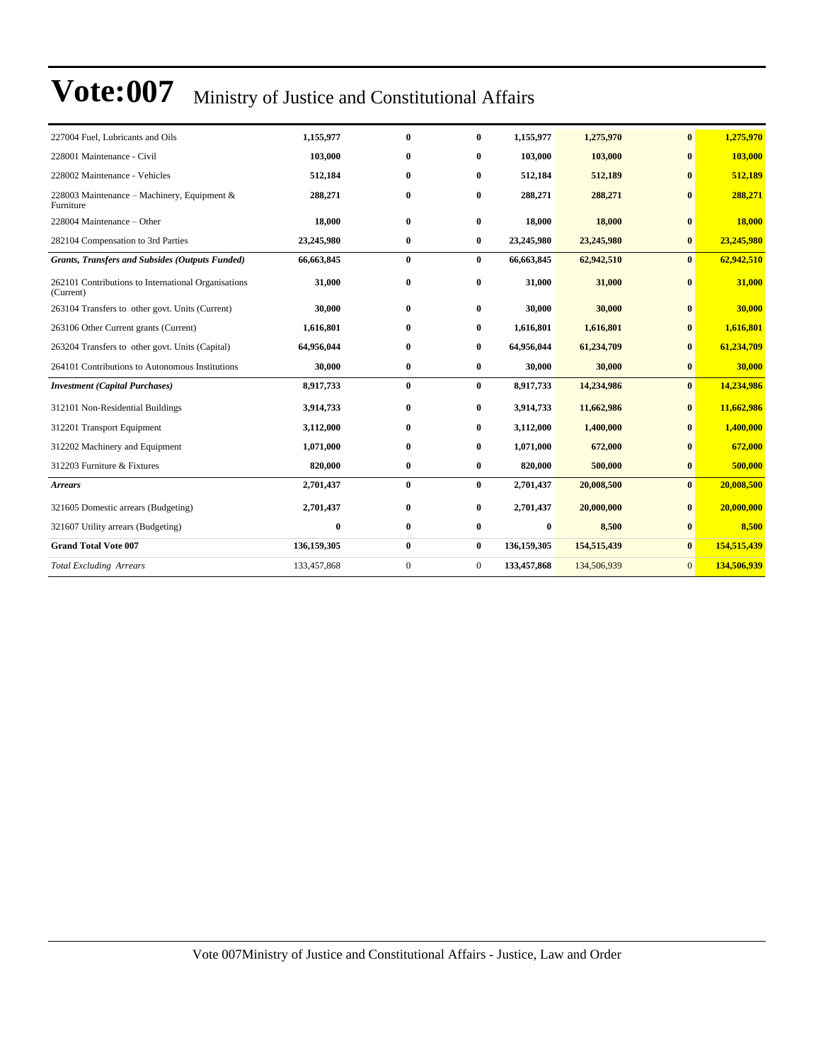# Vote:007 Ministry of Justice and Constitutional Affairs

| | | | | | | | |
|---|---|---|---|---|---|---|---|
| 227004 Fuel, Lubricants and Oils | **1,155,977** | **0** | **0** | **1,155,977** | **1,275,970** | **0** | **1,275,970** |
| 228001 Maintenance - Civil | **103,000** | **0** | **0** | **103,000** | **103,000** | **0** | **103,000** |
| 228002 Maintenance - Vehicles | **512,184** | **0** | **0** | **512,184** | **512,189** | **0** | **512,189** |
| 228003 Maintenance – Machinery, Equipment & Furniture | **288,271** | **0** | **0** | **288,271** | **288,271** | **0** | **288,271** |
| 228004 Maintenance – Other | **18,000** | **0** | **0** | **18,000** | **18,000** | **0** | **18,000** |
| 282104 Compensation to 3rd Parties | **23,245,980** | **0** | **0** | **23,245,980** | **23,245,980** | **0** | **23,245,980** |
| ***Grants, Transfers and Subsides (Outputs Funded)*** | **66,663,845** | **0** | **0** | **66,663,845** | **62,942,510** | **0** | **62,942,510** |
| 262101 Contributions to International Organisations (Current) | **31,000** | **0** | **0** | **31,000** | **31,000** | **0** | **31,000** |
| 263104 Transfers to other govt. Units (Current) | **30,000** | **0** | **0** | **30,000** | **30,000** | **0** | **30,000** |
| 263106 Other Current grants (Current) | **1,616,801** | **0** | **0** | **1,616,801** | **1,616,801** | **0** | **1,616,801** |
| 263204 Transfers to other govt. Units (Capital) | **64,956,044** | **0** | **0** | **64,956,044** | **61,234,709** | **0** | **61,234,709** |
| 264101 Contributions to Autonomous Institutions | **30,000** | **0** | **0** | **30,000** | **30,000** | **0** | **30,000** |
| ***Investment (Capital Purchases)*** | **8,917,733** | **0** | **0** | **8,917,733** | **14,234,986** | **0** | **14,234,986** |
| 312101 Non-Residential Buildings | **3,914,733** | **0** | **0** | **3,914,733** | **11,662,986** | **0** | **11,662,986** |
| 312201 Transport Equipment | **3,112,000** | **0** | **0** | **3,112,000** | **1,400,000** | **0** | **1,400,000** |
| 312202 Machinery and Equipment | **1,071,000** | **0** | **0** | **1,071,000** | **672,000** | **0** | **672,000** |
| 312203 Furniture & Fixtures | **820,000** | **0** | **0** | **820,000** | **500,000** | **0** | **500,000** |
| ***Arrears*** | **2,701,437** | **0** | **0** | **2,701,437** | **20,008,500** | **0** | **20,008,500** |
| 321605 Domestic arrears (Budgeting) | **2,701,437** | **0** | **0** | **2,701,437** | **20,000,000** | **0** | **20,000,000** |
| 321607 Utility arrears (Budgeting) | **0** | **0** | **0** | **0** | **8,500** | **0** | **8,500** |
| **Grand Total Vote 007** | **136,159,305** | **0** | **0** | **136,159,305** | **154,515,439** | **0** | **154,515,439** |
| *Total Excluding Arrears* | 133,457,868 | 0 | 0 | **133,457,868** | 134,506,939 | 0 | **134,506,939** |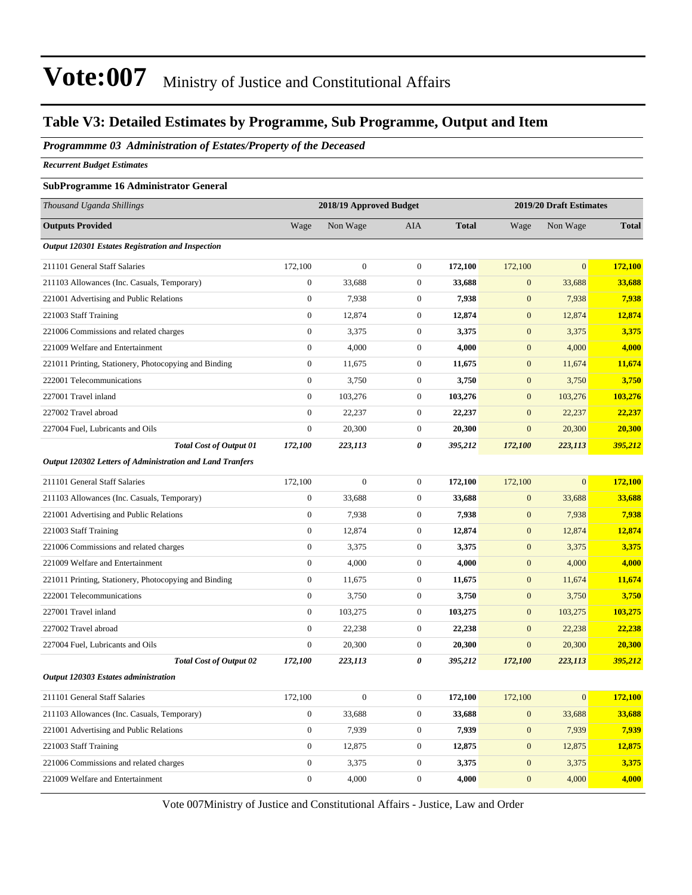# Vote:007 Ministry of Justice and Constitutional Affairs

## Table V3: Detailed Estimates by Programme, Sub Programme, Output and Item

### *Programmme 03 Administration of Estates/Property of the Deceased*

***Recurrent Budget Estimates***

**SubProgramme 16 Administrator General**

| *Thousand Uganda Shillings* | 2018/19 Approved Budget | | | | 2019/20 Draft Estimates | | |
|---|---|---|---|---|---|---|---|
| **Outputs Provided** | Wage | Non Wage | AIA | **Total** | Wage | Non Wage | **Total** |
| ***Output 120301 Estates Registration and Inspection*** | | | | | | | |
| 211101 General Staff Salaries | 172,100 | 0 | 0 | **172,100** | 172,100 | 0 | **172,100** |
| 211103 Allowances (Inc. Casuals, Temporary) | 0 | 33,688 | 0 | **33,688** | 0 | 33,688 | **33,688** |
| 221001 Advertising and Public Relations | 0 | 7,938 | 0 | **7,938** | 0 | 7,938 | **7,938** |
| 221003 Staff Training | 0 | 12,874 | 0 | **12,874** | 0 | 12,874 | **12,874** |
| 221006 Commissions and related charges | 0 | 3,375 | 0 | **3,375** | 0 | 3,375 | **3,375** |
| 221009 Welfare and Entertainment | 0 | 4,000 | 0 | **4,000** | 0 | 4,000 | **4,000** |
| 221011 Printing, Stationery, Photocopying and Binding | 0 | 11,675 | 0 | **11,675** | 0 | 11,674 | **11,674** |
| 222001 Telecommunications | 0 | 3,750 | 0 | **3,750** | 0 | 3,750 | **3,750** |
| 227001 Travel inland | 0 | 103,276 | 0 | **103,276** | 0 | 103,276 | **103,276** |
| 227002 Travel abroad | 0 | 22,237 | 0 | **22,237** | 0 | 22,237 | **22,237** |
| 227004 Fuel, Lubricants and Oils | 0 | 20,300 | 0 | **20,300** | 0 | 20,300 | **20,300** |
| ***Total Cost of Output 01*** | ***172,100*** | ***223,113*** | ***0*** | ***395,212*** | ***172,100*** | ***223,113*** | ***395,212*** |
| ***Output 120302 Letters of Administration and Land Tranfers*** | | | | | | | |
| 211101 General Staff Salaries | 172,100 | 0 | 0 | **172,100** | 172,100 | 0 | **172,100** |
| 211103 Allowances (Inc. Casuals, Temporary) | 0 | 33,688 | 0 | **33,688** | 0 | 33,688 | **33,688** |
| 221001 Advertising and Public Relations | 0 | 7,938 | 0 | **7,938** | 0 | 7,938 | **7,938** |
| 221003 Staff Training | 0 | 12,874 | 0 | **12,874** | 0 | 12,874 | **12,874** |
| 221006 Commissions and related charges | 0 | 3,375 | 0 | **3,375** | 0 | 3,375 | **3,375** |
| 221009 Welfare and Entertainment | 0 | 4,000 | 0 | **4,000** | 0 | 4,000 | **4,000** |
| 221011 Printing, Stationery, Photocopying and Binding | 0 | 11,675 | 0 | **11,675** | 0 | 11,674 | **11,674** |
| 222001 Telecommunications | 0 | 3,750 | 0 | **3,750** | 0 | 3,750 | **3,750** |
| 227001 Travel inland | 0 | 103,275 | 0 | **103,275** | 0 | 103,275 | **103,275** |
| 227002 Travel abroad | 0 | 22,238 | 0 | **22,238** | 0 | 22,238 | **22,238** |
| 227004 Fuel, Lubricants and Oils | 0 | 20,300 | 0 | **20,300** | 0 | 20,300 | **20,300** |
| ***Total Cost of Output 02*** | ***172,100*** | ***223,113*** | ***0*** | ***395,212*** | ***172,100*** | ***223,113*** | ***395,212*** |
| ***Output 120303 Estates administration*** | | | | | | | |
| 211101 General Staff Salaries | 172,100 | 0 | 0 | **172,100** | 172,100 | 0 | **172,100** |
| 211103 Allowances (Inc. Casuals, Temporary) | 0 | 33,688 | 0 | **33,688** | 0 | 33,688 | **33,688** |
| 221001 Advertising and Public Relations | 0 | 7,939 | 0 | **7,939** | 0 | 7,939 | **7,939** |
| 221003 Staff Training | 0 | 12,875 | 0 | **12,875** | 0 | 12,875 | **12,875** |
| 221006 Commissions and related charges | 0 | 3,375 | 0 | **3,375** | 0 | 3,375 | **3,375** |
| 221009 Welfare and Entertainment | 0 | 4,000 | 0 | **4,000** | 0 | 4,000 | **4,000** |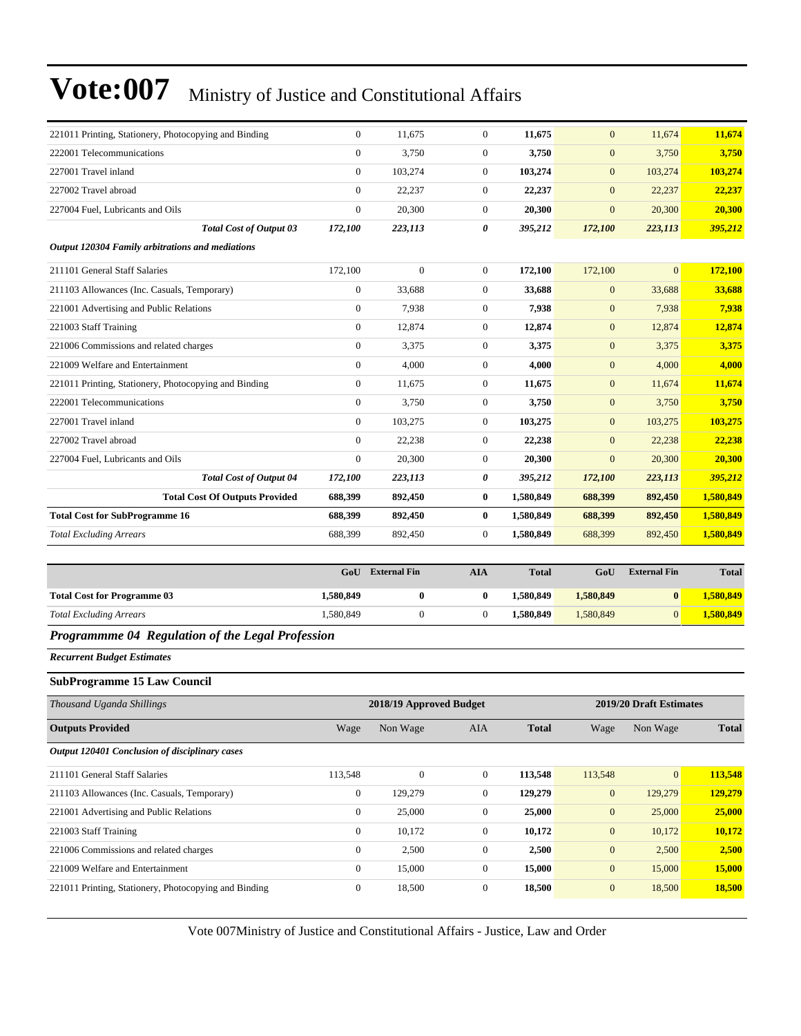| 221011 Printing, Stationery, Photocopying and Binding | 0 | 11,675 | 0 | **11,675** | 0 | 11,674 | **11,674** |
|---|---|---|---|---|---|---|---|
| 222001 Telecommunications | 0 | 3,750 | 0 | **3,750** | 0 | 3,750 | **3,750** |
| 227001 Travel inland | 0 | 103,274 | 0 | **103,274** | 0 | 103,274 | **103,274** |
| 227002 Travel abroad | 0 | 22,237 | 0 | **22,237** | 0 | 22,237 | **22,237** |
| 227004 Fuel, Lubricants and Oils | 0 | 20,300 | 0 | **20,300** | 0 | 20,300 | **20,300** |
| ***Total Cost of Output 03*** | ***172,100*** | ***223,113*** | ***0*** | *395,212* | ***172,100*** | ***223,113*** | ***395,212*** |
| ***Output 120304 Family arbitrations and mediations*** | | | | | | | |
| 211101 General Staff Salaries | 172,100 | 0 | 0 | **172,100** | 172,100 | 0 | **172,100** |
| 211103 Allowances (Inc. Casuals, Temporary) | 0 | 33,688 | 0 | **33,688** | 0 | 33,688 | **33,688** |
| 221001 Advertising and Public Relations | 0 | 7,938 | 0 | **7,938** | 0 | 7,938 | **7,938** |
| 221003 Staff Training | 0 | 12,874 | 0 | **12,874** | 0 | 12,874 | **12,874** |
| 221006 Commissions and related charges | 0 | 3,375 | 0 | **3,375** | 0 | 3,375 | **3,375** |
| 221009 Welfare and Entertainment | 0 | 4,000 | 0 | **4,000** | 0 | 4,000 | **4,000** |
| 221011 Printing, Stationery, Photocopying and Binding | 0 | 11,675 | 0 | **11,675** | 0 | 11,674 | **11,674** |
| 222001 Telecommunications | 0 | 3,750 | 0 | **3,750** | 0 | 3,750 | **3,750** |
| 227001 Travel inland | 0 | 103,275 | 0 | **103,275** | 0 | 103,275 | **103,275** |
| 227002 Travel abroad | 0 | 22,238 | 0 | **22,238** | 0 | 22,238 | **22,238** |
| 227004 Fuel, Lubricants and Oils | 0 | 20,300 | 0 | **20,300** | 0 | 20,300 | **20,300** |
| ***Total Cost of Output 04*** | ***172,100*** | ***223,113*** | ***0*** | *395,212* | ***172,100*** | ***223,113*** | ***395,212*** |
| **Total Cost Of Outputs Provided** | **688,399** | **892,450** | **0** | **1,580,849** | **688,399** | **892,450** | **1,580,849** |
| **Total Cost for SubProgramme 16** | **688,399** | **892,450** | **0** | **1,580,849** | **688,399** | **892,450** | **1,580,849** |
| *Total Excluding Arrears* | 688,399 | 892,450 | 0 | **1,580,849** | 688,399 | 892,450 | **1,580,849** |

| | GoU | External Fin | AIA | Total | GoU | External Fin | Total |
|---|---|---|---|---|---|---|---|
| **Total Cost for Programme 03** | **1,580,849** | **0** | **0** | **1,580,849** | **1,580,849** | **0** | **1,580,849** |
| *Total Excluding Arrears* | 1,580,849 | 0 | 0 | **1,580,849** | 1,580,849 | 0 | **1,580,849** |

## *Programmme 04 Regulation of the Legal Profession*

***Recurrent Budget Estimates***

### SubProgramme 15 Law Council

| *Thousand Uganda Shillings* | 2018/19 Approved Budget | | | | 2019/20 Draft Estimates | | |
|---|---|---|---|---|---|---|---|
| **Outputs Provided** | Wage | Non Wage | AIA | **Total** | Wage | Non Wage | **Total** |
| ***Output 120401 Conclusion of disciplinary cases*** | | | | | | | |
| 211101 General Staff Salaries | 113,548 | 0 | 0 | **113,548** | 113,548 | 0 | **113,548** |
| 211103 Allowances (Inc. Casuals, Temporary) | 0 | 129,279 | 0 | **129,279** | 0 | 129,279 | **129,279** |
| 221001 Advertising and Public Relations | 0 | 25,000 | 0 | **25,000** | 0 | 25,000 | **25,000** |
| 221003 Staff Training | 0 | 10,172 | 0 | **10,172** | 0 | 10,172 | **10,172** |
| 221006 Commissions and related charges | 0 | 2,500 | 0 | **2,500** | 0 | 2,500 | **2,500** |
| 221009 Welfare and Entertainment | 0 | 15,000 | 0 | **15,000** | 0 | 15,000 | **15,000** |
| 221011 Printing, Stationery, Photocopying and Binding | 0 | 18,500 | 0 | **18,500** | 0 | 18,500 | **18,500** |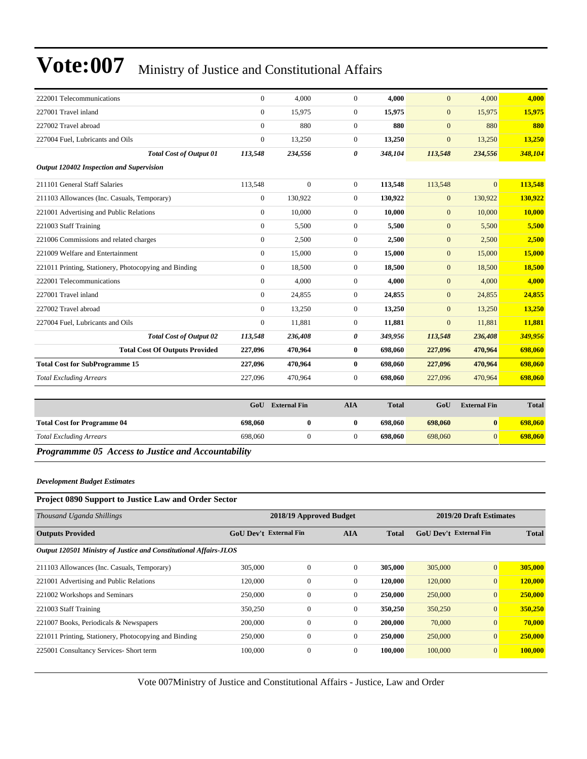# Vote:007 Ministry of Justice and Constitutional Affairs

| | | | | | | | |
|---|---|---|---|---|---|---|---|
| 222001 Telecommunications | 0 | 4,000 | 0 | **4,000** | 0 | 4,000 | **4,000** |
| 227001 Travel inland | 0 | 15,975 | 0 | **15,975** | 0 | 15,975 | **15,975** |
| 227002 Travel abroad | 0 | 880 | 0 | **880** | 0 | 880 | **880** |
| 227004 Fuel, Lubricants and Oils | 0 | 13,250 | 0 | **13,250** | 0 | 13,250 | **13,250** |
| ***Total Cost of Output 01*** | ***113,548*** | ***234,556*** | ***0*** | ***348,104*** | ***113,548*** | ***234,556*** | ***348,104*** |
| ***Output 120402 Inspection and Supervision*** | | | | | | | |
| 211101 General Staff Salaries | 113,548 | 0 | 0 | **113,548** | 113,548 | 0 | **113,548** |
| 211103 Allowances (Inc. Casuals, Temporary) | 0 | 130,922 | 0 | **130,922** | 0 | 130,922 | **130,922** |
| 221001 Advertising and Public Relations | 0 | 10,000 | 0 | **10,000** | 0 | 10,000 | **10,000** |
| 221003 Staff Training | 0 | 5,500 | 0 | **5,500** | 0 | 5,500 | **5,500** |
| 221006 Commissions and related charges | 0 | 2,500 | 0 | **2,500** | 0 | 2,500 | **2,500** |
| 221009 Welfare and Entertainment | 0 | 15,000 | 0 | **15,000** | 0 | 15,000 | **15,000** |
| 221011 Printing, Stationery, Photocopying and Binding | 0 | 18,500 | 0 | **18,500** | 0 | 18,500 | **18,500** |
| 222001 Telecommunications | 0 | 4,000 | 0 | **4,000** | 0 | 4,000 | **4,000** |
| 227001 Travel inland | 0 | 24,855 | 0 | **24,855** | 0 | 24,855 | **24,855** |
| 227002 Travel abroad | 0 | 13,250 | 0 | **13,250** | 0 | 13,250 | **13,250** |
| 227004 Fuel, Lubricants and Oils | 0 | 11,881 | 0 | **11,881** | 0 | 11,881 | **11,881** |
| ***Total Cost of Output 02*** | ***113,548*** | ***236,408*** | ***0*** | ***349,956*** | ***113,548*** | ***236,408*** | ***349,956*** |
| **Total Cost Of Outputs Provided** | **227,096** | **470,964** | **0** | **698,060** | **227,096** | **470,964** | **698,060** |
| **Total Cost for SubProgramme 15** | **227,096** | **470,964** | **0** | **698,060** | **227,096** | **470,964** | **698,060** |
| *Total Excluding Arrears* | 227,096 | 470,964 | 0 | **698,060** | 227,096 | 470,964 | **698,060** |

| | GoU | External Fin | AIA | Total | GoU | External Fin | Total |
|---|---|---|---|---|---|---|---|
| **Total Cost for Programme 04** | **698,060** | **0** | **0** | **698,060** | **698,060** | **0** | **698,060** |
| *Total Excluding Arrears* | 698,060 | 0 | 0 | **698,060** | 698,060 | 0 | **698,060** |

## *Programmme 05 Access to Justice and Accountability*

***Development Budget Estimates***

### Project 0890 Support to Justice Law and Order Sector

| *Thousand Uganda Shillings* | 2018/19 Approved Budget | | | | 2019/20 Draft Estimates | | |
|---|---|---|---|---|---|---|---|
| **Outputs Provided** | **GoU Dev't** | **External Fin** | **AIA** | **Total** | **GoU Dev't** | **External Fin** | **Total** |
| ***Output 120501 Ministry of Justice and Constitutional Affairs-JLOS*** | | | | | | | |
| 211103 Allowances (Inc. Casuals, Temporary) | 305,000 | 0 | 0 | **305,000** | 305,000 | 0 | **305,000** |
| 221001 Advertising and Public Relations | 120,000 | 0 | 0 | **120,000** | 120,000 | 0 | **120,000** |
| 221002 Workshops and Seminars | 250,000 | 0 | 0 | **250,000** | 250,000 | 0 | **250,000** |
| 221003 Staff Training | 350,250 | 0 | 0 | **350,250** | 350,250 | 0 | **350,250** |
| 221007 Books, Periodicals & Newspapers | 200,000 | 0 | 0 | **200,000** | 70,000 | 0 | **70,000** |
| 221011 Printing, Stationery, Photocopying and Binding | 250,000 | 0 | 0 | **250,000** | 250,000 | 0 | **250,000** |
| 225001 Consultancy Services- Short term | 100,000 | 0 | 0 | **100,000** | 100,000 | 0 | **100,000** |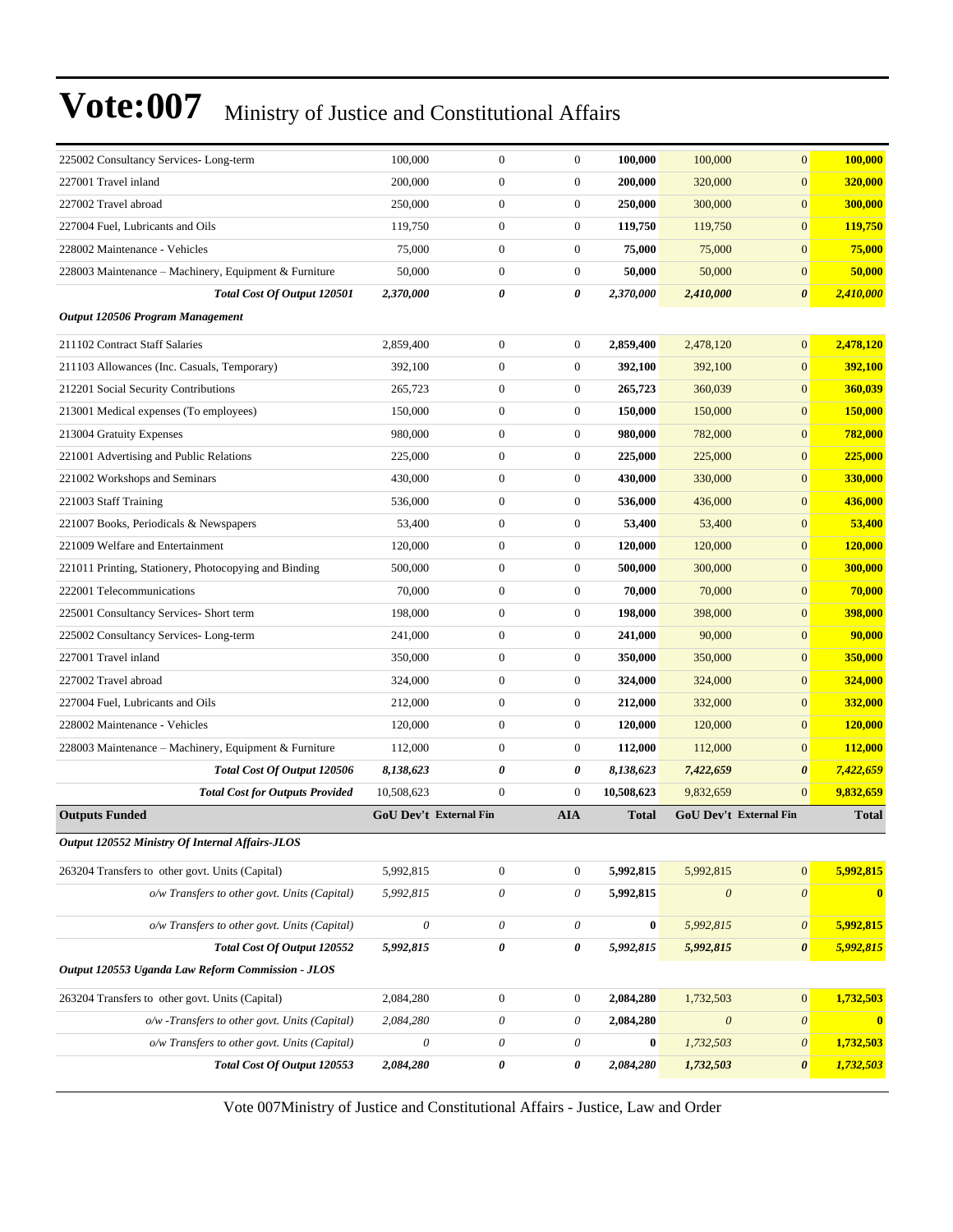# Vote:007 Ministry of Justice and Constitutional Affairs

| | | | | | | | |
|---|---|---|---|---|---|---|---|
| 225002 Consultancy Services- Long-term | 100,000 | 0 | 0 | **100,000** | 100,000 | 0 | **100,000** |
| 227001 Travel inland | 200,000 | 0 | 0 | **200,000** | 320,000 | 0 | **320,000** |
| 227002 Travel abroad | 250,000 | 0 | 0 | **250,000** | 300,000 | 0 | **300,000** |
| 227004 Fuel, Lubricants and Oils | 119,750 | 0 | 0 | **119,750** | 119,750 | 0 | **119,750** |
| 228002 Maintenance - Vehicles | 75,000 | 0 | 0 | **75,000** | 75,000 | 0 | **75,000** |
| 228003 Maintenance – Machinery, Equipment & Furniture | 50,000 | 0 | 0 | **50,000** | 50,000 | 0 | **50,000** |
| ***Total Cost Of Output 120501*** | ***2,370,000*** | ***0*** | ***0*** | ***2,370,000*** | ***2,410,000*** | ***0*** | ***2,410,000*** |
| ***Output 120506 Program Management*** | | | | | | | |
| 211102 Contract Staff Salaries | 2,859,400 | 0 | 0 | **2,859,400** | 2,478,120 | 0 | **2,478,120** |
| 211103 Allowances (Inc. Casuals, Temporary) | 392,100 | 0 | 0 | **392,100** | 392,100 | 0 | **392,100** |
| 212201 Social Security Contributions | 265,723 | 0 | 0 | **265,723** | 360,039 | 0 | **360,039** |
| 213001 Medical expenses (To employees) | 150,000 | 0 | 0 | **150,000** | 150,000 | 0 | **150,000** |
| 213004 Gratuity Expenses | 980,000 | 0 | 0 | **980,000** | 782,000 | 0 | **782,000** |
| 221001 Advertising and Public Relations | 225,000 | 0 | 0 | **225,000** | 225,000 | 0 | **225,000** |
| 221002 Workshops and Seminars | 430,000 | 0 | 0 | **430,000** | 330,000 | 0 | **330,000** |
| 221003 Staff Training | 536,000 | 0 | 0 | **536,000** | 436,000 | 0 | **436,000** |
| 221007 Books, Periodicals & Newspapers | 53,400 | 0 | 0 | **53,400** | 53,400 | 0 | **53,400** |
| 221009 Welfare and Entertainment | 120,000 | 0 | 0 | **120,000** | 120,000 | 0 | **120,000** |
| 221011 Printing, Stationery, Photocopying and Binding | 500,000 | 0 | 0 | **500,000** | 300,000 | 0 | **300,000** |
| 222001 Telecommunications | 70,000 | 0 | 0 | **70,000** | 70,000 | 0 | **70,000** |
| 225001 Consultancy Services- Short term | 198,000 | 0 | 0 | **198,000** | 398,000 | 0 | **398,000** |
| 225002 Consultancy Services- Long-term | 241,000 | 0 | 0 | **241,000** | 90,000 | 0 | **90,000** |
| 227001 Travel inland | 350,000 | 0 | 0 | **350,000** | 350,000 | 0 | **350,000** |
| 227002 Travel abroad | 324,000 | 0 | 0 | **324,000** | 324,000 | 0 | **324,000** |
| 227004 Fuel, Lubricants and Oils | 212,000 | 0 | 0 | **212,000** | 332,000 | 0 | **332,000** |
| 228002 Maintenance - Vehicles | 120,000 | 0 | 0 | **120,000** | 120,000 | 0 | **120,000** |
| 228003 Maintenance – Machinery, Equipment & Furniture | 112,000 | 0 | 0 | **112,000** | 112,000 | 0 | **112,000** |
| ***Total Cost Of Output 120506*** | ***8,138,623*** | ***0*** | ***0*** | ***8,138,623*** | ***7,422,659*** | ***0*** | ***7,422,659*** |
| ***Total Cost for Outputs Provided*** | 10,508,623 | 0 | 0 | **10,508,623** | 9,832,659 | 0 | **9,832,659** |
| **Outputs Funded** | **GoU Dev't** | **External Fin** | **AIA** | **Total** | **GoU Dev't** | **External Fin** | **Total** |
| ***Output 120552 Ministry Of Internal Affairs-JLOS*** | | | | | | | |
| 263204 Transfers to other govt. Units (Capital) | 5,992,815 | 0 | 0 | **5,992,815** | 5,992,815 | 0 | **5,992,815** |
| *o/w Transfers to other govt. Units (Capital)* | *5,992,815* | *0* | *0* | **5,992,815** | *0* | *0* | **0** |
| *o/w Transfers to other govt. Units (Capital)* | *0* | *0* | *0* | **0** | *5,992,815* | *0* | **5,992,815** |
| ***Total Cost Of Output 120552*** | ***5,992,815*** | ***0*** | ***0*** | ***5,992,815*** | ***5,992,815*** | ***0*** | ***5,992,815*** |
| ***Output 120553 Uganda Law Reform Commission - JLOS*** | | | | | | | |
| 263204 Transfers to other govt. Units (Capital) | 2,084,280 | 0 | 0 | **2,084,280** | 1,732,503 | 0 | **1,732,503** |
| *o/w -Transfers to other govt. Units (Capital)* | *2,084,280* | *0* | *0* | **2,084,280** | *0* | *0* | **0** |
| *o/w Transfers to other govt. Units (Capital)* | *0* | *0* | *0* | **0** | *1,732,503* | *0* | **1,732,503** |
| ***Total Cost Of Output 120553*** | ***2,084,280*** | ***0*** | ***0*** | ***2,084,280*** | ***1,732,503*** | ***0*** | ***1,732,503*** |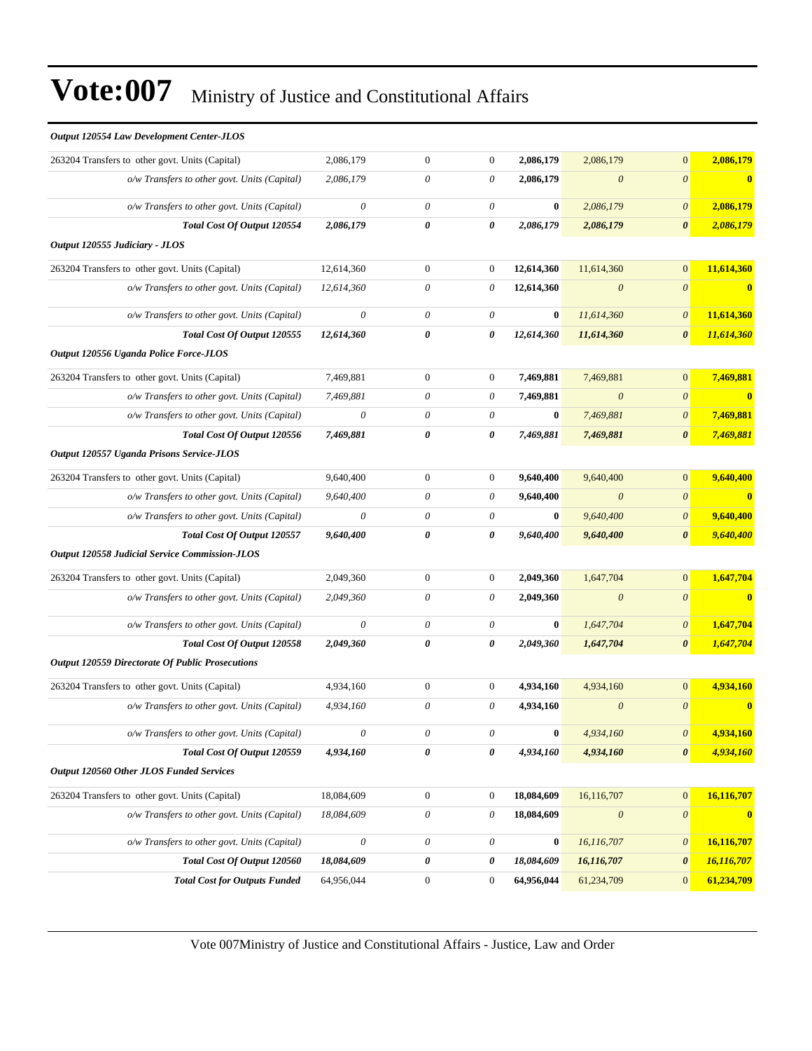# Vote:007 Ministry of Justice and Constitutional Affairs

| | | | | | | | |
|---|---|---|---|---|---|---|---|
| ***Output 120554 Law Development Center-JLOS*** | | | | | | | |
| 263204 Transfers to other govt. Units (Capital) | 2,086,179 | 0 | 0 | **2,086,179** | 2,086,179 | 0 | **2,086,179** |
| *o/w Transfers to other govt. Units (Capital)* | *2,086,179* | *0* | *0* | **2,086,179** | *0* | *0* | **0** |
| *o/w Transfers to other govt. Units (Capital)* | *0* | *0* | *0* | **0** | *2,086,179* | *0* | **2,086,179** |
| ***Total Cost Of Output 120554*** | ***2,086,179*** | ***0*** | ***0*** | ***2,086,179*** | ***2,086,179*** | ***0*** | ***2,086,179*** |
| ***Output 120555 Judiciary - JLOS*** | | | | | | | |
| 263204 Transfers to other govt. Units (Capital) | 12,614,360 | 0 | 0 | **12,614,360** | 11,614,360 | 0 | **11,614,360** |
| *o/w Transfers to other govt. Units (Capital)* | *12,614,360* | *0* | *0* | **12,614,360** | *0* | *0* | **0** |
| *o/w Transfers to other govt. Units (Capital)* | *0* | *0* | *0* | **0** | *11,614,360* | *0* | **11,614,360** |
| ***Total Cost Of Output 120555*** | ***12,614,360*** | ***0*** | ***0*** | ***12,614,360*** | ***11,614,360*** | ***0*** | ***11,614,360*** |
| ***Output 120556 Uganda Police Force-JLOS*** | | | | | | | |
| 263204 Transfers to other govt. Units (Capital) | 7,469,881 | 0 | 0 | **7,469,881** | 7,469,881 | 0 | **7,469,881** |
| *o/w Transfers to other govt. Units (Capital)* | *7,469,881* | *0* | *0* | **7,469,881** | *0* | *0* | **0** |
| *o/w Transfers to other govt. Units (Capital)* | *0* | *0* | *0* | **0** | *7,469,881* | *0* | **7,469,881** |
| ***Total Cost Of Output 120556*** | ***7,469,881*** | ***0*** | ***0*** | ***7,469,881*** | ***7,469,881*** | ***0*** | ***7,469,881*** |
| ***Output 120557 Uganda Prisons Service-JLOS*** | | | | | | | |
| 263204 Transfers to other govt. Units (Capital) | 9,640,400 | 0 | 0 | **9,640,400** | 9,640,400 | 0 | **9,640,400** |
| *o/w Transfers to other govt. Units (Capital)* | *9,640,400* | *0* | *0* | **9,640,400** | *0* | *0* | **0** |
| *o/w Transfers to other govt. Units (Capital)* | *0* | *0* | *0* | **0** | *9,640,400* | *0* | **9,640,400** |
| ***Total Cost Of Output 120557*** | ***9,640,400*** | ***0*** | ***0*** | ***9,640,400*** | ***9,640,400*** | ***0*** | ***9,640,400*** |
| ***Output 120558 Judicial Service Commission-JLOS*** | | | | | | | |
| 263204 Transfers to other govt. Units (Capital) | 2,049,360 | 0 | 0 | **2,049,360** | 1,647,704 | 0 | **1,647,704** |
| *o/w Transfers to other govt. Units (Capital)* | *2,049,360* | *0* | *0* | **2,049,360** | *0* | *0* | **0** |
| *o/w Transfers to other govt. Units (Capital)* | *0* | *0* | *0* | **0** | *1,647,704* | *0* | **1,647,704** |
| ***Total Cost Of Output 120558*** | ***2,049,360*** | ***0*** | ***0*** | ***2,049,360*** | ***1,647,704*** | ***0*** | ***1,647,704*** |
| ***Output 120559 Directorate Of Public Prosecutions*** | | | | | | | |
| 263204 Transfers to other govt. Units (Capital) | 4,934,160 | 0 | 0 | **4,934,160** | 4,934,160 | 0 | **4,934,160** |
| *o/w Transfers to other govt. Units (Capital)* | *4,934,160* | *0* | *0* | **4,934,160** | *0* | *0* | **0** |
| *o/w Transfers to other govt. Units (Capital)* | *0* | *0* | *0* | **0** | *4,934,160* | *0* | **4,934,160** |
| ***Total Cost Of Output 120559*** | ***4,934,160*** | ***0*** | ***0*** | ***4,934,160*** | ***4,934,160*** | ***0*** | ***4,934,160*** |
| ***Output 120560 Other JLOS Funded Services*** | | | | | | | |
| 263204 Transfers to other govt. Units (Capital) | 18,084,609 | 0 | 0 | **18,084,609** | 16,116,707 | 0 | **16,116,707** |
| *o/w Transfers to other govt. Units (Capital)* | *18,084,609* | *0* | *0* | **18,084,609** | *0* | *0* | **0** |
| *o/w Transfers to other govt. Units (Capital)* | *0* | *0* | *0* | **0** | *16,116,707* | *0* | **16,116,707** |
| ***Total Cost Of Output 120560*** | ***18,084,609*** | ***0*** | ***0*** | ***18,084,609*** | ***16,116,707*** | ***0*** | ***16,116,707*** |
| ***Total Cost for Outputs Funded*** | 64,956,044 | 0 | 0 | **64,956,044** | 61,234,709 | 0 | **61,234,709** |

Vote 007Ministry of Justice and Constitutional Affairs - Justice, Law and Order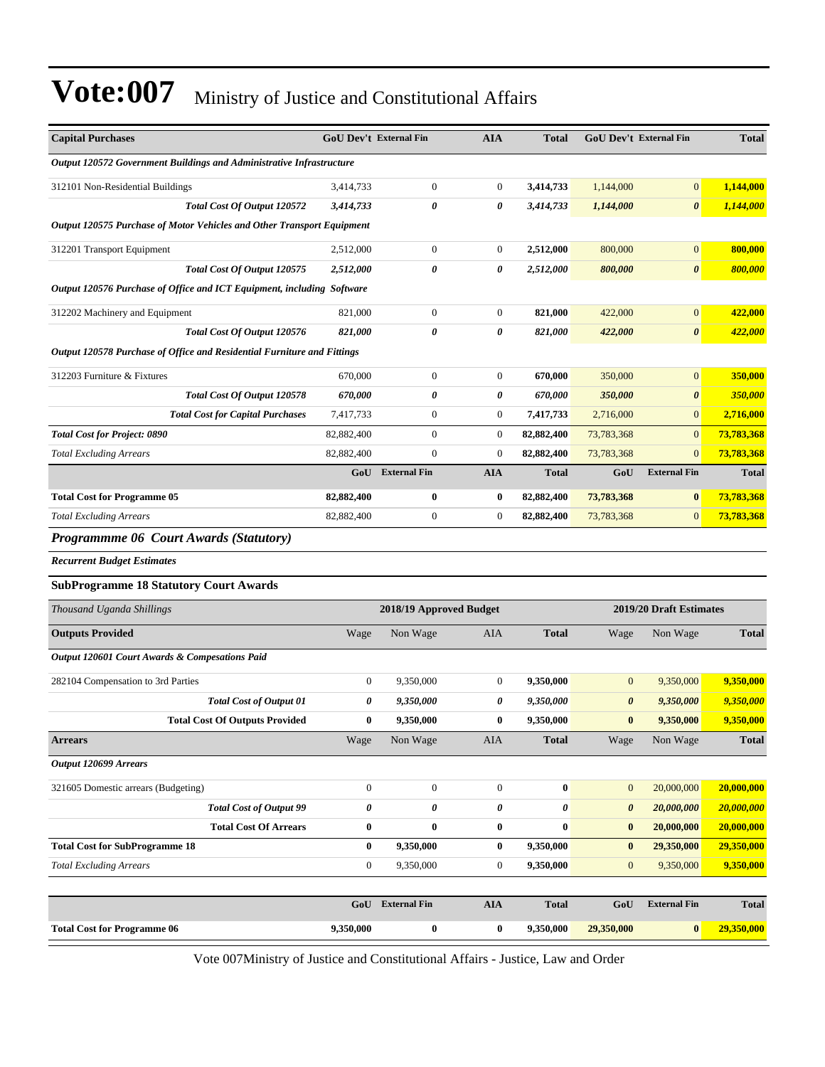# Vote:007 Ministry of Justice and Constitutional Affairs

| Capital Purchases | GoU Dev't | External Fin | AIA | Total | GoU Dev't | External Fin | Total |
|---|---|---|---|---|---|---|---|
| *Output 120572 Government Buildings and Administrative Infrastructure* | | | | | | | |
| 312101 Non-Residential Buildings | 3,414,733 | 0 | 0 | **3,414,733** | 1,144,000 | 0 | **1,144,000** |
| *Total Cost Of Output 120572* | *3,414,733* | *0* | *0* | *3,414,733* | *1,144,000* | *0* | *1,144,000* |
| *Output 120575 Purchase of Motor Vehicles and Other Transport Equipment* | | | | | | | |
| 312201 Transport Equipment | 2,512,000 | 0 | 0 | **2,512,000** | 800,000 | 0 | **800,000** |
| *Total Cost Of Output 120575* | *2,512,000* | *0* | *0* | *2,512,000* | *800,000* | *0* | *800,000* |
| *Output 120576 Purchase of Office and ICT Equipment, including Software* | | | | | | | |
| 312202 Machinery and Equipment | 821,000 | 0 | 0 | **821,000** | 422,000 | 0 | **422,000** |
| *Total Cost Of Output 120576* | *821,000* | *0* | *0* | *821,000* | *422,000* | *0* | *422,000* |
| *Output 120578 Purchase of Office and Residential Furniture and Fittings* | | | | | | | |
| 312203 Furniture & Fixtures | 670,000 | 0 | 0 | **670,000** | 350,000 | 0 | **350,000** |
| *Total Cost Of Output 120578* | *670,000* | *0* | *0* | *670,000* | *350,000* | *0* | *350,000* |
| *Total Cost for Capital Purchases* | 7,417,733 | 0 | 0 | **7,417,733** | 2,716,000 | 0 | **2,716,000** |
| *Total Cost for Project: 0890* | 82,882,400 | 0 | 0 | **82,882,400** | 73,783,368 | 0 | **73,783,368** |
| *Total Excluding Arrears* | 82,882,400 | 0 | 0 | **82,882,400** | 73,783,368 | 0 | **73,783,368** |
| | **GoU** | **External Fin** | **AIA** | **Total** | **GoU** | **External Fin** | **Total** |
| **Total Cost for Programme 05** | **82,882,400** | **0** | **0** | **82,882,400** | **73,783,368** | **0** | **73,783,368** |
| *Total Excluding Arrears* | 82,882,400 | 0 | 0 | **82,882,400** | 73,783,368 | 0 | **73,783,368** |

## *Programmme 06 Court Awards (Statutory)*

***Recurrent Budget Estimates***

### SubProgramme 18 Statutory Court Awards

| *Thousand Uganda Shillings* | 2018/19 Approved Budget | | | | 2019/20 Draft Estimates | | |
|---|---|---|---|---|---|---|---|
| **Outputs Provided** | Wage | Non Wage | AIA | **Total** | Wage | Non Wage | **Total** |
| *Output 120601 Court Awards & Compesations Paid* | | | | | | | |
| 282104 Compensation to 3rd Parties | 0 | 9,350,000 | 0 | **9,350,000** | 0 | 9,350,000 | **9,350,000** |
| *Total Cost of Output 01* | *0* | *9,350,000* | *0* | *9,350,000* | *0* | *9,350,000* | *9,350,000* |
| **Total Cost Of Outputs Provided** | **0** | **9,350,000** | **0** | **9,350,000** | **0** | **9,350,000** | **9,350,000** |
| **Arrears** | Wage | Non Wage | AIA | **Total** | Wage | Non Wage | **Total** |
| *Output 120699 Arrears* | | | | | | | |
| 321605 Domestic arrears (Budgeting) | 0 | 0 | 0 | **0** | 0 | 20,000,000 | **20,000,000** |
| *Total Cost of Output 99* | *0* | *0* | *0* | *0* | *0* | *20,000,000* | *20,000,000* |
| **Total Cost Of Arrears** | **0** | **0** | **0** | **0** | **0** | **20,000,000** | **20,000,000** |
| **Total Cost for SubProgramme 18** | **0** | **9,350,000** | **0** | **9,350,000** | **0** | **29,350,000** | **29,350,000** |
| *Total Excluding Arrears* | 0 | 9,350,000 | 0 | **9,350,000** | 0 | 9,350,000 | **9,350,000** |

| | GoU | External Fin | AIA | Total | GoU | External Fin | Total |
|---|---|---|---|---|---|---|---|
| **Total Cost for Programme 06** | **9,350,000** | **0** | **0** | **9,350,000** | **29,350,000** | **0** | **29,350,000** |

Vote 007Ministry of Justice and Constitutional Affairs - Justice, Law and Order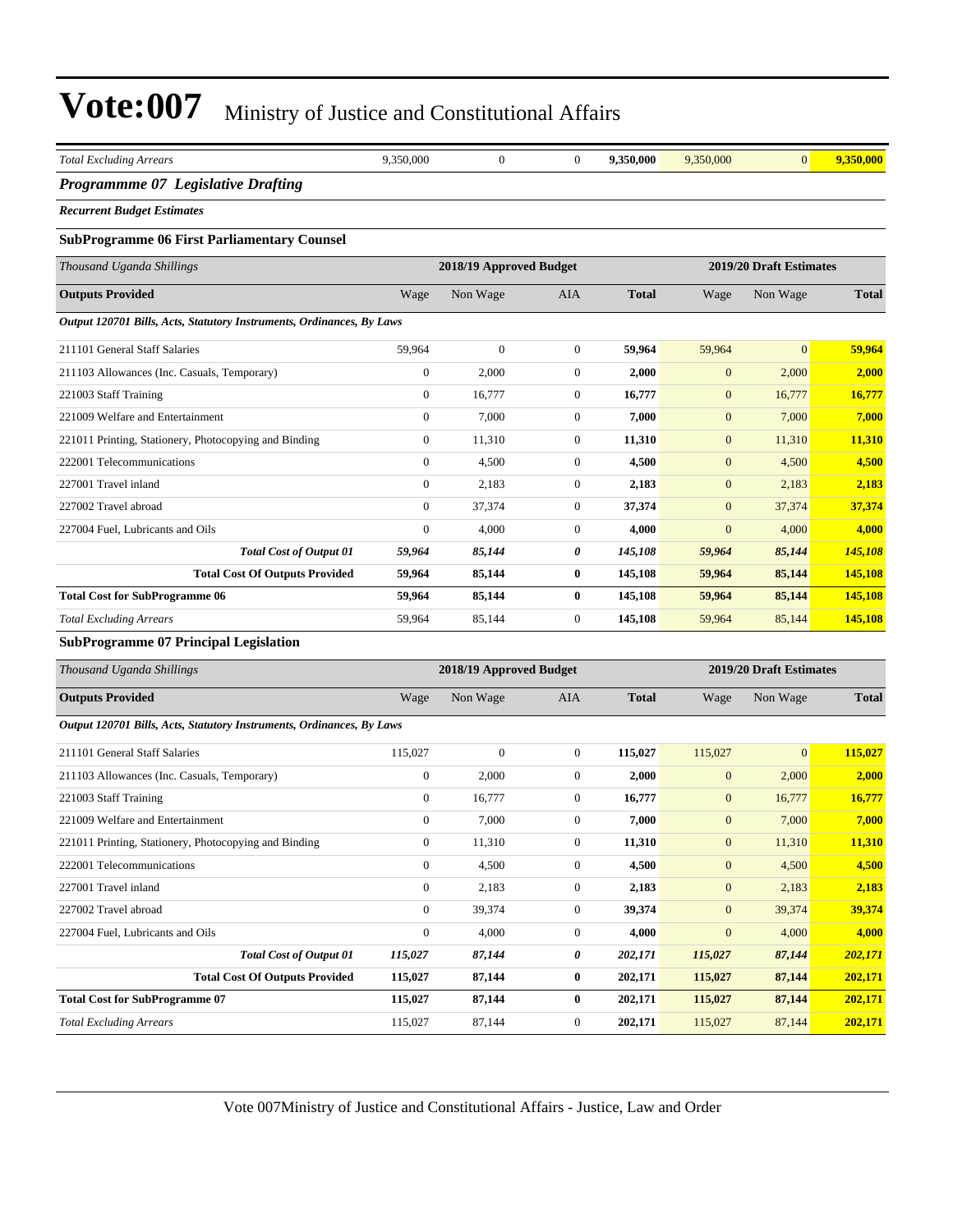# Vote:007 Ministry of Justice and Constitutional Affairs

| *Total Excluding Arrears* | 9,350,000 | 0 | 0 | **9,350,000** | 9,350,000 | 0 | **9,350,000** |
|---|---|---|---|---|---|---|---|

## *Programmme 07 Legislative Drafting*

***Recurrent Budget Estimates***

### SubProgramme 06 First Parliamentary Counsel

| *Thousand Uganda Shillings* | 2018/19 Approved Budget | | | | 2019/20 Draft Estimates | | |
|---|---|---|---|---|---|---|---|
| **Outputs Provided** | Wage | Non Wage | AIA | **Total** | Wage | Non Wage | **Total** |
| ***Output 120701 Bills, Acts, Statutory Instruments, Ordinances, By Laws*** | | | | | | | |
| 211101 General Staff Salaries | 59,964 | 0 | 0 | **59,964** | 59,964 | 0 | **59,964** |
| 211103 Allowances (Inc. Casuals, Temporary) | 0 | 2,000 | 0 | **2,000** | 0 | 2,000 | **2,000** |
| 221003 Staff Training | 0 | 16,777 | 0 | **16,777** | 0 | 16,777 | **16,777** |
| 221009 Welfare and Entertainment | 0 | 7,000 | 0 | **7,000** | 0 | 7,000 | **7,000** |
| 221011 Printing, Stationery, Photocopying and Binding | 0 | 11,310 | 0 | **11,310** | 0 | 11,310 | **11,310** |
| 222001 Telecommunications | 0 | 4,500 | 0 | **4,500** | 0 | 4,500 | **4,500** |
| 227001 Travel inland | 0 | 2,183 | 0 | **2,183** | 0 | 2,183 | **2,183** |
| 227002 Travel abroad | 0 | 37,374 | 0 | **37,374** | 0 | 37,374 | **37,374** |
| 227004 Fuel, Lubricants and Oils | 0 | 4,000 | 0 | **4,000** | 0 | 4,000 | **4,000** |
| ***Total Cost of Output 01*** | ***59,964*** | ***85,144*** | ***0*** | ***145,108*** | ***59,964*** | ***85,144*** | ***145,108*** |
| **Total Cost Of Outputs Provided** | **59,964** | **85,144** | **0** | **145,108** | **59,964** | **85,144** | **145,108** |
| **Total Cost for SubProgramme 06** | **59,964** | **85,144** | **0** | **145,108** | **59,964** | **85,144** | **145,108** |
| *Total Excluding Arrears* | 59,964 | 85,144 | 0 | **145,108** | 59,964 | 85,144 | **145,108** |

### SubProgramme 07 Principal Legislation

| *Thousand Uganda Shillings* | 2018/19 Approved Budget | | | | 2019/20 Draft Estimates | | |
|---|---|---|---|---|---|---|---|
| **Outputs Provided** | Wage | Non Wage | AIA | **Total** | Wage | Non Wage | **Total** |
| ***Output 120701 Bills, Acts, Statutory Instruments, Ordinances, By Laws*** | | | | | | | |
| 211101 General Staff Salaries | 115,027 | 0 | 0 | **115,027** | 115,027 | 0 | **115,027** |
| 211103 Allowances (Inc. Casuals, Temporary) | 0 | 2,000 | 0 | **2,000** | 0 | 2,000 | **2,000** |
| 221003 Staff Training | 0 | 16,777 | 0 | **16,777** | 0 | 16,777 | **16,777** |
| 221009 Welfare and Entertainment | 0 | 7,000 | 0 | **7,000** | 0 | 7,000 | **7,000** |
| 221011 Printing, Stationery, Photocopying and Binding | 0 | 11,310 | 0 | **11,310** | 0 | 11,310 | **11,310** |
| 222001 Telecommunications | 0 | 4,500 | 0 | **4,500** | 0 | 4,500 | **4,500** |
| 227001 Travel inland | 0 | 2,183 | 0 | **2,183** | 0 | 2,183 | **2,183** |
| 227002 Travel abroad | 0 | 39,374 | 0 | **39,374** | 0 | 39,374 | **39,374** |
| 227004 Fuel, Lubricants and Oils | 0 | 4,000 | 0 | **4,000** | 0 | 4,000 | **4,000** |
| ***Total Cost of Output 01*** | ***115,027*** | ***87,144*** | ***0*** | ***202,171*** | ***115,027*** | ***87,144*** | ***202,171*** |
| **Total Cost Of Outputs Provided** | **115,027** | **87,144** | **0** | **202,171** | **115,027** | **87,144** | **202,171** |
| **Total Cost for SubProgramme 07** | **115,027** | **87,144** | **0** | **202,171** | **115,027** | **87,144** | **202,171** |
| *Total Excluding Arrears* | 115,027 | 87,144 | 0 | **202,171** | 115,027 | 87,144 | **202,171** |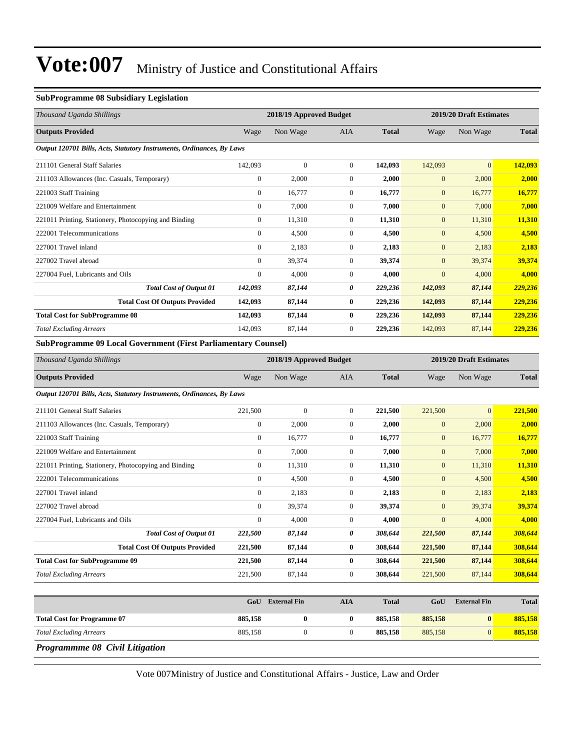**SubProgramme 08 Subsidiary Legislation**

| *Thousand Uganda Shillings* | 2018/19 Approved Budget | | | | 2019/20 Draft Estimates | | |
|---|---|---|---|---|---|---|---|
| **Outputs Provided** | Wage | Non Wage | AIA | **Total** | Wage | Non Wage | **Total** |
| ***Output 120701 Bills, Acts, Statutory Instruments, Ordinances, By Laws*** | | | | | | | |
| 211101 General Staff Salaries | 142,093 | 0 | 0 | **142,093** | 142,093 | 0 | **142,093** |
| 211103 Allowances (Inc. Casuals, Temporary) | 0 | 2,000 | 0 | **2,000** | 0 | 2,000 | **2,000** |
| 221003 Staff Training | 0 | 16,777 | 0 | **16,777** | 0 | 16,777 | **16,777** |
| 221009 Welfare and Entertainment | 0 | 7,000 | 0 | **7,000** | 0 | 7,000 | **7,000** |
| 221011 Printing, Stationery, Photocopying and Binding | 0 | 11,310 | 0 | **11,310** | 0 | 11,310 | **11,310** |
| 222001 Telecommunications | 0 | 4,500 | 0 | **4,500** | 0 | 4,500 | **4,500** |
| 227001 Travel inland | 0 | 2,183 | 0 | **2,183** | 0 | 2,183 | **2,183** |
| 227002 Travel abroad | 0 | 39,374 | 0 | **39,374** | 0 | 39,374 | **39,374** |
| 227004 Fuel, Lubricants and Oils | 0 | 4,000 | 0 | **4,000** | 0 | 4,000 | **4,000** |
| ***Total Cost of Output 01*** | ***142,093*** | ***87,144*** | ***0*** | ***229,236*** | ***142,093*** | ***87,144*** | ***229,236*** |
| **Total Cost Of Outputs Provided** | **142,093** | **87,144** | **0** | **229,236** | **142,093** | **87,144** | **229,236** |
| **Total Cost for SubProgramme 08** | **142,093** | **87,144** | **0** | **229,236** | **142,093** | **87,144** | **229,236** |
| *Total Excluding Arrears* | 142,093 | 87,144 | 0 | **229,236** | 142,093 | 87,144 | **229,236** |

**SubProgramme 09 Local Government (First Parliamentary Counsel)**

| *Thousand Uganda Shillings* | 2018/19 Approved Budget | | | | 2019/20 Draft Estimates | | |
|---|---|---|---|---|---|---|---|
| **Outputs Provided** | Wage | Non Wage | AIA | **Total** | Wage | Non Wage | **Total** |
| ***Output 120701 Bills, Acts, Statutory Instruments, Ordinances, By Laws*** | | | | | | | |
| 211101 General Staff Salaries | 221,500 | 0 | 0 | **221,500** | 221,500 | 0 | **221,500** |
| 211103 Allowances (Inc. Casuals, Temporary) | 0 | 2,000 | 0 | **2,000** | 0 | 2,000 | **2,000** |
| 221003 Staff Training | 0 | 16,777 | 0 | **16,777** | 0 | 16,777 | **16,777** |
| 221009 Welfare and Entertainment | 0 | 7,000 | 0 | **7,000** | 0 | 7,000 | **7,000** |
| 221011 Printing, Stationery, Photocopying and Binding | 0 | 11,310 | 0 | **11,310** | 0 | 11,310 | **11,310** |
| 222001 Telecommunications | 0 | 4,500 | 0 | **4,500** | 0 | 4,500 | **4,500** |
| 227001 Travel inland | 0 | 2,183 | 0 | **2,183** | 0 | 2,183 | **2,183** |
| 227002 Travel abroad | 0 | 39,374 | 0 | **39,374** | 0 | 39,374 | **39,374** |
| 227004 Fuel, Lubricants and Oils | 0 | 4,000 | 0 | **4,000** | 0 | 4,000 | **4,000** |
| ***Total Cost of Output 01*** | ***221,500*** | ***87,144*** | ***0*** | ***308,644*** | ***221,500*** | ***87,144*** | ***308,644*** |
| **Total Cost Of Outputs Provided** | **221,500** | **87,144** | **0** | **308,644** | **221,500** | **87,144** | **308,644** |
| **Total Cost for SubProgramme 09** | **221,500** | **87,144** | **0** | **308,644** | **221,500** | **87,144** | **308,644** |
| *Total Excluding Arrears* | 221,500 | 87,144 | 0 | **308,644** | 221,500 | 87,144 | **308,644** |

| | **GoU** | **External Fin** | **AIA** | **Total** | **GoU** | **External Fin** | **Total** |
|---|---|---|---|---|---|---|---|
| **Total Cost for Programme 07** | **885,158** | **0** | **0** | **885,158** | **885,158** | **0** | **885,158** |
| *Total Excluding Arrears* | 885,158 | 0 | 0 | **885,158** | 885,158 | 0 | **885,158** |

***Programmme 08 Civil Litigation***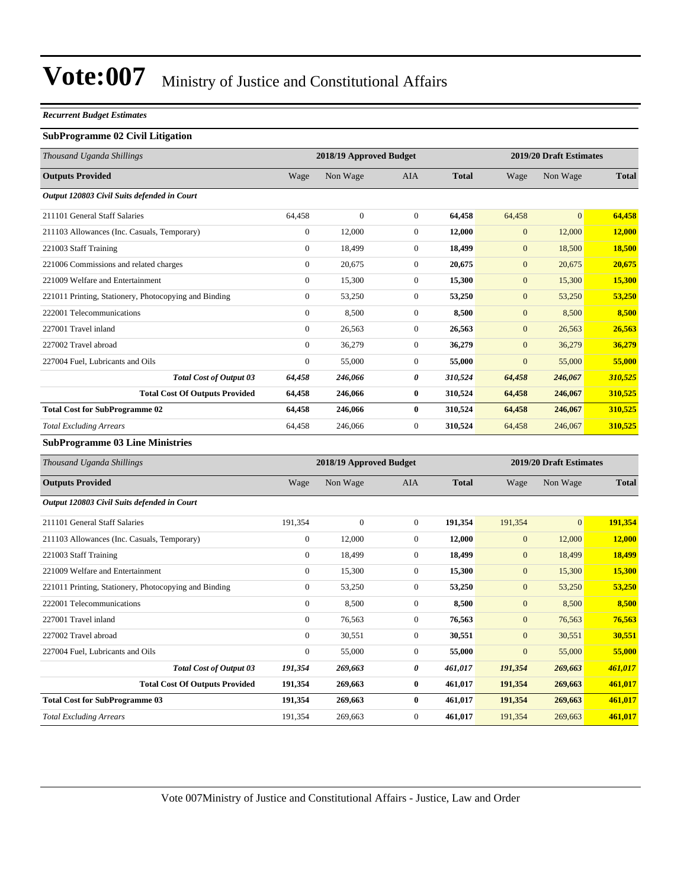# Vote:007 Ministry of Justice and Constitutional Affairs

***Recurrent Budget Estimates***

**SubProgramme 02 Civil Litigation**

| *Thousand Uganda Shillings* | 2018/19 Approved Budget | | | | 2019/20 Draft Estimates | | |
|---|---|---|---|---|---|---|---|
| **Outputs Provided** | Wage | Non Wage | AIA | **Total** | Wage | Non Wage | **Total** |
| ***Output 120803 Civil Suits defended in Court*** | | | | | | | |
| 211101 General Staff Salaries | 64,458 | 0 | 0 | **64,458** | 64,458 | 0 | **64,458** |
| 211103 Allowances (Inc. Casuals, Temporary) | 0 | 12,000 | 0 | **12,000** | 0 | 12,000 | **12,000** |
| 221003 Staff Training | 0 | 18,499 | 0 | **18,499** | 0 | 18,500 | **18,500** |
| 221006 Commissions and related charges | 0 | 20,675 | 0 | **20,675** | 0 | 20,675 | **20,675** |
| 221009 Welfare and Entertainment | 0 | 15,300 | 0 | **15,300** | 0 | 15,300 | **15,300** |
| 221011 Printing, Stationery, Photocopying and Binding | 0 | 53,250 | 0 | **53,250** | 0 | 53,250 | **53,250** |
| 222001 Telecommunications | 0 | 8,500 | 0 | **8,500** | 0 | 8,500 | **8,500** |
| 227001 Travel inland | 0 | 26,563 | 0 | **26,563** | 0 | 26,563 | **26,563** |
| 227002 Travel abroad | 0 | 36,279 | 0 | **36,279** | 0 | 36,279 | **36,279** |
| 227004 Fuel, Lubricants and Oils | 0 | 55,000 | 0 | **55,000** | 0 | 55,000 | **55,000** |
| ***Total Cost of Output 03*** | ***64,458*** | ***246,066*** | ***0*** | ***310,524*** | ***64,458*** | ***246,067*** | ***310,525*** |
| **Total Cost Of Outputs Provided** | **64,458** | **246,066** | **0** | **310,524** | **64,458** | **246,067** | **310,525** |
| **Total Cost for SubProgramme 02** | **64,458** | **246,066** | **0** | **310,524** | **64,458** | **246,067** | **310,525** |
| *Total Excluding Arrears* | 64,458 | 246,066 | 0 | **310,524** | 64,458 | 246,067 | **310,525** |

**SubProgramme 03 Line Ministries**

| *Thousand Uganda Shillings* | 2018/19 Approved Budget | | | | 2019/20 Draft Estimates | | |
|---|---|---|---|---|---|---|---|
| **Outputs Provided** | Wage | Non Wage | AIA | **Total** | Wage | Non Wage | **Total** |
| ***Output 120803 Civil Suits defended in Court*** | | | | | | | |
| 211101 General Staff Salaries | 191,354 | 0 | 0 | **191,354** | 191,354 | 0 | **191,354** |
| 211103 Allowances (Inc. Casuals, Temporary) | 0 | 12,000 | 0 | **12,000** | 0 | 12,000 | **12,000** |
| 221003 Staff Training | 0 | 18,499 | 0 | **18,499** | 0 | 18,499 | **18,499** |
| 221009 Welfare and Entertainment | 0 | 15,300 | 0 | **15,300** | 0 | 15,300 | **15,300** |
| 221011 Printing, Stationery, Photocopying and Binding | 0 | 53,250 | 0 | **53,250** | 0 | 53,250 | **53,250** |
| 222001 Telecommunications | 0 | 8,500 | 0 | **8,500** | 0 | 8,500 | **8,500** |
| 227001 Travel inland | 0 | 76,563 | 0 | **76,563** | 0 | 76,563 | **76,563** |
| 227002 Travel abroad | 0 | 30,551 | 0 | **30,551** | 0 | 30,551 | **30,551** |
| 227004 Fuel, Lubricants and Oils | 0 | 55,000 | 0 | **55,000** | 0 | 55,000 | **55,000** |
| ***Total Cost of Output 03*** | ***191,354*** | ***269,663*** | ***0*** | ***461,017*** | ***191,354*** | ***269,663*** | ***461,017*** |
| **Total Cost Of Outputs Provided** | **191,354** | **269,663** | **0** | **461,017** | **191,354** | **269,663** | **461,017** |
| **Total Cost for SubProgramme 03** | **191,354** | **269,663** | **0** | **461,017** | **191,354** | **269,663** | **461,017** |
| *Total Excluding Arrears* | 191,354 | 269,663 | 0 | **461,017** | 191,354 | 269,663 | **461,017** |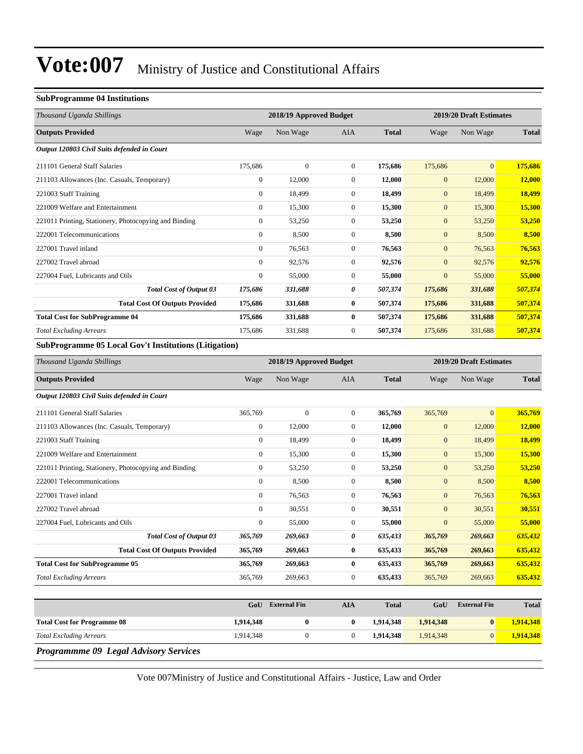### SubProgramme 04 Institutions

| *Thousand Uganda Shillings* | 2018/19 Approved Budget | | | | 2019/20 Draft Estimates | | |
|---|---|---|---|---|---|---|---|
| **Outputs Provided** | Wage | Non Wage | AIA | **Total** | Wage | Non Wage | **Total** |
| ***Output 120803 Civil Suits defended in Court*** | | | | | | | |
| 211101 General Staff Salaries | 175,686 | 0 | 0 | **175,686** | 175,686 | 0 | **175,686** |
| 211103 Allowances (Inc. Casuals, Temporary) | 0 | 12,000 | 0 | **12,000** | 0 | 12,000 | **12,000** |
| 221003 Staff Training | 0 | 18,499 | 0 | **18,499** | 0 | 18,499 | **18,499** |
| 221009 Welfare and Entertainment | 0 | 15,300 | 0 | **15,300** | 0 | 15,300 | **15,300** |
| 221011 Printing, Stationery, Photocopying and Binding | 0 | 53,250 | 0 | **53,250** | 0 | 53,250 | **53,250** |
| 222001 Telecommunications | 0 | 8,500 | 0 | **8,500** | 0 | 8,500 | **8,500** |
| 227001 Travel inland | 0 | 76,563 | 0 | **76,563** | 0 | 76,563 | **76,563** |
| 227002 Travel abroad | 0 | 92,576 | 0 | **92,576** | 0 | 92,576 | **92,576** |
| 227004 Fuel, Lubricants and Oils | 0 | 55,000 | 0 | **55,000** | 0 | 55,000 | **55,000** |
| ***Total Cost of Output 03*** | ***175,686*** | ***331,688*** | ***0*** | ***507,374*** | ***175,686*** | ***331,688*** | ***507,374*** |
| **Total Cost Of Outputs Provided** | **175,686** | **331,688** | **0** | **507,374** | **175,686** | **331,688** | **507,374** |
| **Total Cost for SubProgramme 04** | **175,686** | **331,688** | **0** | **507,374** | **175,686** | **331,688** | **507,374** |
| *Total Excluding Arrears* | 175,686 | 331,688 | 0 | **507,374** | 175,686 | 331,688 | **507,374** |

### SubProgramme 05 Local Gov't Institutions (Litigation)

| *Thousand Uganda Shillings* | 2018/19 Approved Budget | | | | 2019/20 Draft Estimates | | |
|---|---|---|---|---|---|---|---|
| **Outputs Provided** | Wage | Non Wage | AIA | **Total** | Wage | Non Wage | **Total** |
| ***Output 120803 Civil Suits defended in Court*** | | | | | | | |
| 211101 General Staff Salaries | 365,769 | 0 | 0 | **365,769** | 365,769 | 0 | **365,769** |
| 211103 Allowances (Inc. Casuals, Temporary) | 0 | 12,000 | 0 | **12,000** | 0 | 12,000 | **12,000** |
| 221003 Staff Training | 0 | 18,499 | 0 | **18,499** | 0 | 18,499 | **18,499** |
| 221009 Welfare and Entertainment | 0 | 15,300 | 0 | **15,300** | 0 | 15,300 | **15,300** |
| 221011 Printing, Stationery, Photocopying and Binding | 0 | 53,250 | 0 | **53,250** | 0 | 53,250 | **53,250** |
| 222001 Telecommunications | 0 | 8,500 | 0 | **8,500** | 0 | 8,500 | **8,500** |
| 227001 Travel inland | 0 | 76,563 | 0 | **76,563** | 0 | 76,563 | **76,563** |
| 227002 Travel abroad | 0 | 30,551 | 0 | **30,551** | 0 | 30,551 | **30,551** |
| 227004 Fuel, Lubricants and Oils | 0 | 55,000 | 0 | **55,000** | 0 | 55,000 | **55,000** |
| ***Total Cost of Output 03*** | ***365,769*** | ***269,663*** | ***0*** | ***635,433*** | ***365,769*** | ***269,663*** | ***635,432*** |
| **Total Cost Of Outputs Provided** | **365,769** | **269,663** | **0** | **635,433** | **365,769** | **269,663** | **635,432** |
| **Total Cost for SubProgramme 05** | **365,769** | **269,663** | **0** | **635,433** | **365,769** | **269,663** | **635,432** |
| *Total Excluding Arrears* | 365,769 | 269,663 | 0 | **635,433** | 365,769 | 269,663 | **635,432** |

| | **GoU** | **External Fin** | **AIA** | **Total** | **GoU** | **External Fin** | **Total** |
|---|---|---|---|---|---|---|---|
| **Total Cost for Programme 08** | **1,914,348** | **0** | **0** | **1,914,348** | **1,914,348** | **0** | **1,914,348** |
| *Total Excluding Arrears* | 1,914,348 | 0 | 0 | **1,914,348** | 1,914,348 | 0 | **1,914,348** |

***Programmme 09 Legal Advisory Services***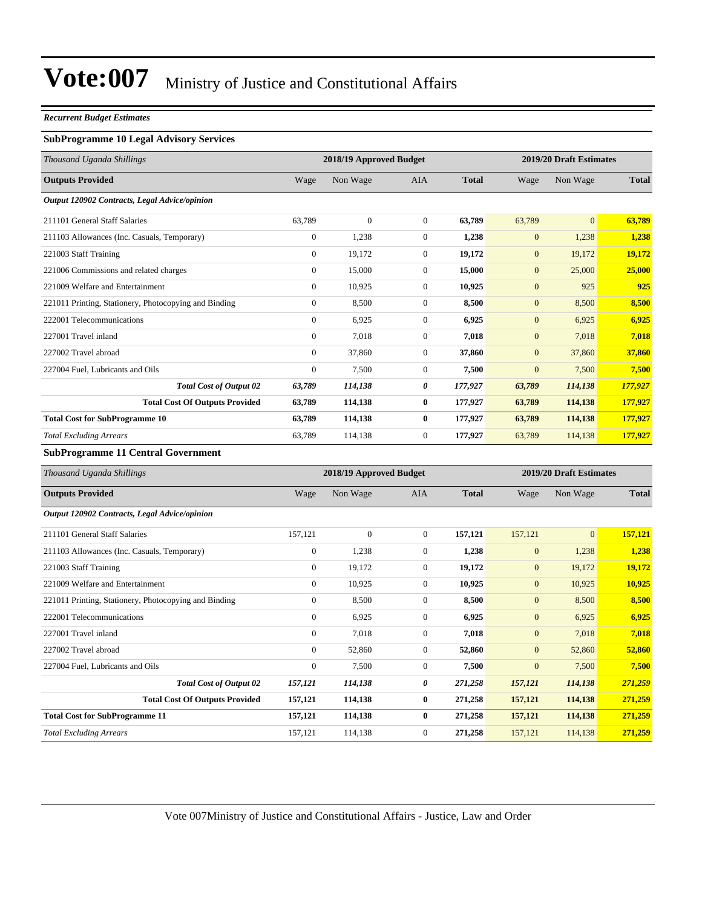# Vote:007 Ministry of Justice and Constitutional Affairs

***Recurrent Budget Estimates***

### SubProgramme 10 Legal Advisory Services

| *Thousand Uganda Shillings* | 2018/19 Approved Budget | | | | 2019/20 Draft Estimates | | |
|---|---|---|---|---|---|---|---|
| **Outputs Provided** | Wage | Non Wage | AIA | **Total** | Wage | Non Wage | **Total** |
| ***Output 120902 Contracts, Legal Advice/opinion*** | | | | | | | |
| 211101 General Staff Salaries | 63,789 | 0 | 0 | **63,789** | 63,789 | 0 | **63,789** |
| 211103 Allowances (Inc. Casuals, Temporary) | 0 | 1,238 | 0 | **1,238** | 0 | 1,238 | **1,238** |
| 221003 Staff Training | 0 | 19,172 | 0 | **19,172** | 0 | 19,172 | **19,172** |
| 221006 Commissions and related charges | 0 | 15,000 | 0 | **15,000** | 0 | 25,000 | **25,000** |
| 221009 Welfare and Entertainment | 0 | 10,925 | 0 | **10,925** | 0 | 925 | **925** |
| 221011 Printing, Stationery, Photocopying and Binding | 0 | 8,500 | 0 | **8,500** | 0 | 8,500 | **8,500** |
| 222001 Telecommunications | 0 | 6,925 | 0 | **6,925** | 0 | 6,925 | **6,925** |
| 227001 Travel inland | 0 | 7,018 | 0 | **7,018** | 0 | 7,018 | **7,018** |
| 227002 Travel abroad | 0 | 37,860 | 0 | **37,860** | 0 | 37,860 | **37,860** |
| 227004 Fuel, Lubricants and Oils | 0 | 7,500 | 0 | **7,500** | 0 | 7,500 | **7,500** |
| ***Total Cost of Output 02*** | ***63,789*** | ***114,138*** | ***0*** | ***177,927*** | ***63,789*** | ***114,138*** | ***177,927*** |
| **Total Cost Of Outputs Provided** | **63,789** | **114,138** | **0** | **177,927** | **63,789** | **114,138** | **177,927** |
| **Total Cost for SubProgramme 10** | **63,789** | **114,138** | **0** | **177,927** | **63,789** | **114,138** | **177,927** |
| *Total Excluding Arrears* | 63,789 | 114,138 | 0 | **177,927** | 63,789 | 114,138 | **177,927** |

### SubProgramme 11 Central Government

| *Thousand Uganda Shillings* | 2018/19 Approved Budget | | | | 2019/20 Draft Estimates | | |
|---|---|---|---|---|---|---|---|
| **Outputs Provided** | Wage | Non Wage | AIA | **Total** | Wage | Non Wage | **Total** |
| ***Output 120902 Contracts, Legal Advice/opinion*** | | | | | | | |
| 211101 General Staff Salaries | 157,121 | 0 | 0 | **157,121** | 157,121 | 0 | **157,121** |
| 211103 Allowances (Inc. Casuals, Temporary) | 0 | 1,238 | 0 | **1,238** | 0 | 1,238 | **1,238** |
| 221003 Staff Training | 0 | 19,172 | 0 | **19,172** | 0 | 19,172 | **19,172** |
| 221009 Welfare and Entertainment | 0 | 10,925 | 0 | **10,925** | 0 | 10,925 | **10,925** |
| 221011 Printing, Stationery, Photocopying and Binding | 0 | 8,500 | 0 | **8,500** | 0 | 8,500 | **8,500** |
| 222001 Telecommunications | 0 | 6,925 | 0 | **6,925** | 0 | 6,925 | **6,925** |
| 227001 Travel inland | 0 | 7,018 | 0 | **7,018** | 0 | 7,018 | **7,018** |
| 227002 Travel abroad | 0 | 52,860 | 0 | **52,860** | 0 | 52,860 | **52,860** |
| 227004 Fuel, Lubricants and Oils | 0 | 7,500 | 0 | **7,500** | 0 | 7,500 | **7,500** |
| ***Total Cost of Output 02*** | ***157,121*** | ***114,138*** | ***0*** | ***271,258*** | ***157,121*** | ***114,138*** | ***271,259*** |
| **Total Cost Of Outputs Provided** | **157,121** | **114,138** | **0** | **271,258** | **157,121** | **114,138** | **271,259** |
| **Total Cost for SubProgramme 11** | **157,121** | **114,138** | **0** | **271,258** | **157,121** | **114,138** | **271,259** |
| *Total Excluding Arrears* | 157,121 | 114,138 | 0 | **271,258** | 157,121 | 114,138 | **271,259** |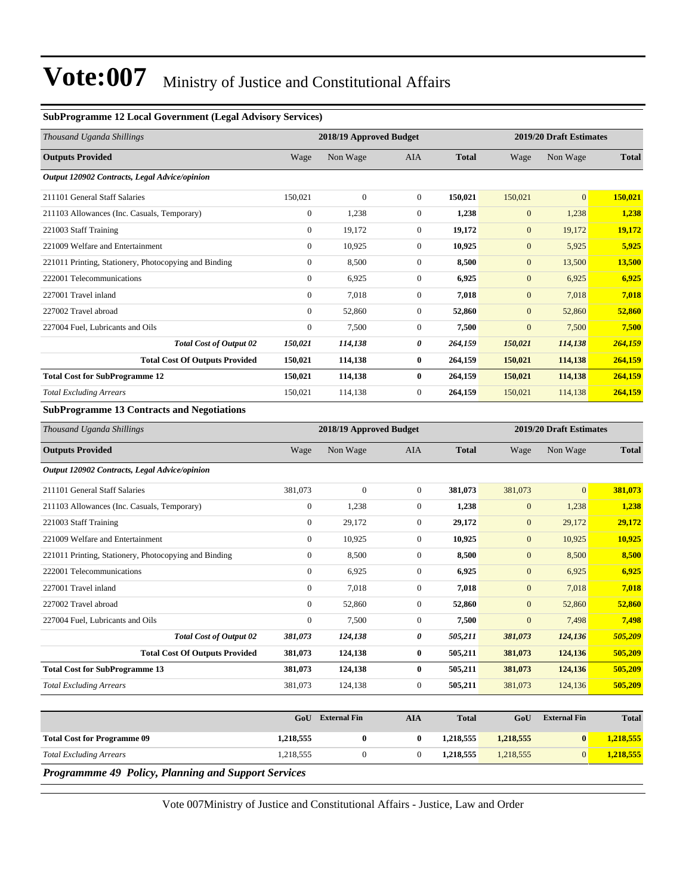### SubProgramme 12 Local Government (Legal Advisory Services)

| *Thousand Uganda Shillings* | 2018/19 Approved Budget | | | | 2019/20 Draft Estimates | | |
|---|---|---|---|---|---|---|---|
| **Outputs Provided** | Wage | Non Wage | AIA | **Total** | Wage | Non Wage | **Total** |
| ***Output 120902 Contracts, Legal Advice/opinion*** | | | | | | | |
| 211101 General Staff Salaries | 150,021 | 0 | 0 | **150,021** | 150,021 | 0 | **150,021** |
| 211103 Allowances (Inc. Casuals, Temporary) | 0 | 1,238 | 0 | **1,238** | 0 | 1,238 | **1,238** |
| 221003 Staff Training | 0 | 19,172 | 0 | **19,172** | 0 | 19,172 | **19,172** |
| 221009 Welfare and Entertainment | 0 | 10,925 | 0 | **10,925** | 0 | 5,925 | **5,925** |
| 221011 Printing, Stationery, Photocopying and Binding | 0 | 8,500 | 0 | **8,500** | 0 | 13,500 | **13,500** |
| 222001 Telecommunications | 0 | 6,925 | 0 | **6,925** | 0 | 6,925 | **6,925** |
| 227001 Travel inland | 0 | 7,018 | 0 | **7,018** | 0 | 7,018 | **7,018** |
| 227002 Travel abroad | 0 | 52,860 | 0 | **52,860** | 0 | 52,860 | **52,860** |
| 227004 Fuel, Lubricants and Oils | 0 | 7,500 | 0 | **7,500** | 0 | 7,500 | **7,500** |
| ***Total Cost of Output 02*** | ***150,021*** | ***114,138*** | ***0*** | ***264,159*** | ***150,021*** | ***114,138*** | ***264,159*** |
| **Total Cost Of Outputs Provided** | **150,021** | **114,138** | **0** | **264,159** | **150,021** | **114,138** | **264,159** |
| **Total Cost for SubProgramme 12** | **150,021** | **114,138** | **0** | **264,159** | **150,021** | **114,138** | **264,159** |
| *Total Excluding Arrears* | 150,021 | 114,138 | 0 | **264,159** | 150,021 | 114,138 | **264,159** |

### SubProgramme 13 Contracts and Negotiations

| *Thousand Uganda Shillings* | 2018/19 Approved Budget | | | | 2019/20 Draft Estimates | | |
|---|---|---|---|---|---|---|---|
| **Outputs Provided** | Wage | Non Wage | AIA | **Total** | Wage | Non Wage | **Total** |
| ***Output 120902 Contracts, Legal Advice/opinion*** | | | | | | | |
| 211101 General Staff Salaries | 381,073 | 0 | 0 | **381,073** | 381,073 | 0 | **381,073** |
| 211103 Allowances (Inc. Casuals, Temporary) | 0 | 1,238 | 0 | **1,238** | 0 | 1,238 | **1,238** |
| 221003 Staff Training | 0 | 29,172 | 0 | **29,172** | 0 | 29,172 | **29,172** |
| 221009 Welfare and Entertainment | 0 | 10,925 | 0 | **10,925** | 0 | 10,925 | **10,925** |
| 221011 Printing, Stationery, Photocopying and Binding | 0 | 8,500 | 0 | **8,500** | 0 | 8,500 | **8,500** |
| 222001 Telecommunications | 0 | 6,925 | 0 | **6,925** | 0 | 6,925 | **6,925** |
| 227001 Travel inland | 0 | 7,018 | 0 | **7,018** | 0 | 7,018 | **7,018** |
| 227002 Travel abroad | 0 | 52,860 | 0 | **52,860** | 0 | 52,860 | **52,860** |
| 227004 Fuel, Lubricants and Oils | 0 | 7,500 | 0 | **7,500** | 0 | 7,498 | **7,498** |
| ***Total Cost of Output 02*** | ***381,073*** | ***124,138*** | ***0*** | ***505,211*** | ***381,073*** | ***124,136*** | ***505,209*** |
| **Total Cost Of Outputs Provided** | **381,073** | **124,138** | **0** | **505,211** | **381,073** | **124,136** | **505,209** |
| **Total Cost for SubProgramme 13** | **381,073** | **124,138** | **0** | **505,211** | **381,073** | **124,136** | **505,209** |
| *Total Excluding Arrears* | 381,073 | 124,138 | 0 | **505,211** | 381,073 | 124,136 | **505,209** |

| | GoU | External Fin | AIA | Total | GoU | External Fin | Total |
|---|---|---|---|---|---|---|---|
| **Total Cost for Programme 09** | **1,218,555** | **0** | **0** | **1,218,555** | **1,218,555** | **0** | **1,218,555** |
| *Total Excluding Arrears* | 1,218,555 | 0 | 0 | **1,218,555** | 1,218,555 | 0 | **1,218,555** |

***Programmme 49 Policy, Planning and Support Services***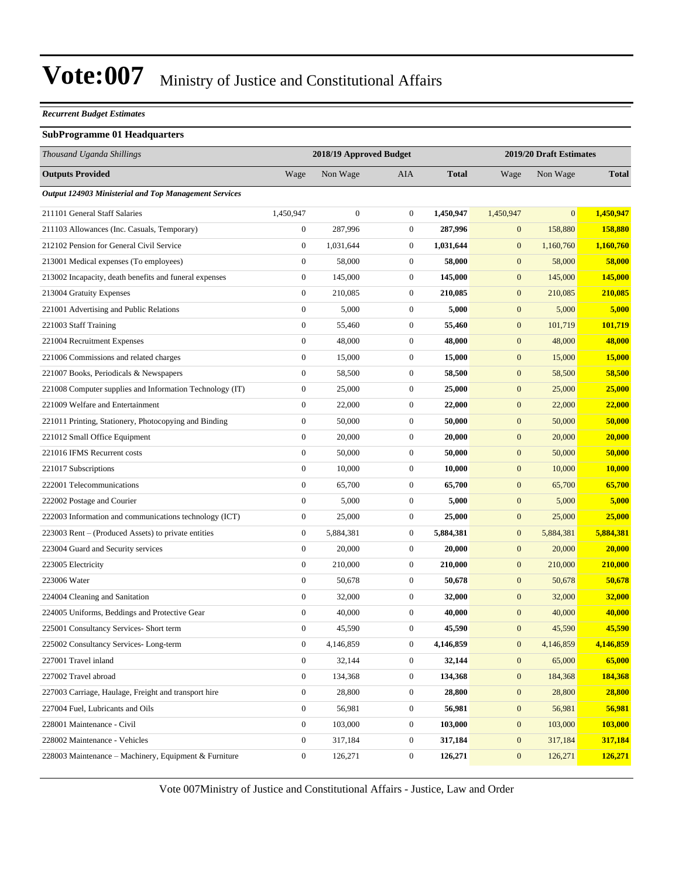# Vote:007 Ministry of Justice and Constitutional Affairs

***Recurrent Budget Estimates***

### SubProgramme 01 Headquarters

| *Thousand Uganda Shillings* | 2018/19 Approved Budget | | | | 2019/20 Draft Estimates | | |
|---|---|---|---|---|---|---|---|
| **Outputs Provided** | Wage | Non Wage | AIA | **Total** | Wage | Non Wage | **Total** |
| ***Output 124903 Ministerial and Top Management Services*** | | | | | | | |
| 211101 General Staff Salaries | 1,450,947 | 0 | 0 | **1,450,947** | 1,450,947 | 0 | **1,450,947** |
| 211103 Allowances (Inc. Casuals, Temporary) | 0 | 287,996 | 0 | **287,996** | 0 | 158,880 | **158,880** |
| 212102 Pension for General Civil Service | 0 | 1,031,644 | 0 | **1,031,644** | 0 | 1,160,760 | **1,160,760** |
| 213001 Medical expenses (To employees) | 0 | 58,000 | 0 | **58,000** | 0 | 58,000 | **58,000** |
| 213002 Incapacity, death benefits and funeral expenses | 0 | 145,000 | 0 | **145,000** | 0 | 145,000 | **145,000** |
| 213004 Gratuity Expenses | 0 | 210,085 | 0 | **210,085** | 0 | 210,085 | **210,085** |
| 221001 Advertising and Public Relations | 0 | 5,000 | 0 | **5,000** | 0 | 5,000 | **5,000** |
| 221003 Staff Training | 0 | 55,460 | 0 | **55,460** | 0 | 101,719 | **101,719** |
| 221004 Recruitment Expenses | 0 | 48,000 | 0 | **48,000** | 0 | 48,000 | **48,000** |
| 221006 Commissions and related charges | 0 | 15,000 | 0 | **15,000** | 0 | 15,000 | **15,000** |
| 221007 Books, Periodicals & Newspapers | 0 | 58,500 | 0 | **58,500** | 0 | 58,500 | **58,500** |
| 221008 Computer supplies and Information Technology (IT) | 0 | 25,000 | 0 | **25,000** | 0 | 25,000 | **25,000** |
| 221009 Welfare and Entertainment | 0 | 22,000 | 0 | **22,000** | 0 | 22,000 | **22,000** |
| 221011 Printing, Stationery, Photocopying and Binding | 0 | 50,000 | 0 | **50,000** | 0 | 50,000 | **50,000** |
| 221012 Small Office Equipment | 0 | 20,000 | 0 | **20,000** | 0 | 20,000 | **20,000** |
| 221016 IFMS Recurrent costs | 0 | 50,000 | 0 | **50,000** | 0 | 50,000 | **50,000** |
| 221017 Subscriptions | 0 | 10,000 | 0 | **10,000** | 0 | 10,000 | **10,000** |
| 222001 Telecommunications | 0 | 65,700 | 0 | **65,700** | 0 | 65,700 | **65,700** |
| 222002 Postage and Courier | 0 | 5,000 | 0 | **5,000** | 0 | 5,000 | **5,000** |
| 222003 Information and communications technology (ICT) | 0 | 25,000 | 0 | **25,000** | 0 | 25,000 | **25,000** |
| 223003 Rent – (Produced Assets) to private entities | 0 | 5,884,381 | 0 | **5,884,381** | 0 | 5,884,381 | **5,884,381** |
| 223004 Guard and Security services | 0 | 20,000 | 0 | **20,000** | 0 | 20,000 | **20,000** |
| 223005 Electricity | 0 | 210,000 | 0 | **210,000** | 0 | 210,000 | **210,000** |
| 223006 Water | 0 | 50,678 | 0 | **50,678** | 0 | 50,678 | **50,678** |
| 224004 Cleaning and Sanitation | 0 | 32,000 | 0 | **32,000** | 0 | 32,000 | **32,000** |
| 224005 Uniforms, Beddings and Protective Gear | 0 | 40,000 | 0 | **40,000** | 0 | 40,000 | **40,000** |
| 225001 Consultancy Services- Short term | 0 | 45,590 | 0 | **45,590** | 0 | 45,590 | **45,590** |
| 225002 Consultancy Services- Long-term | 0 | 4,146,859 | 0 | **4,146,859** | 0 | 4,146,859 | **4,146,859** |
| 227001 Travel inland | 0 | 32,144 | 0 | **32,144** | 0 | 65,000 | **65,000** |
| 227002 Travel abroad | 0 | 134,368 | 0 | **134,368** | 0 | 184,368 | **184,368** |
| 227003 Carriage, Haulage, Freight and transport hire | 0 | 28,800 | 0 | **28,800** | 0 | 28,800 | **28,800** |
| 227004 Fuel, Lubricants and Oils | 0 | 56,981 | 0 | **56,981** | 0 | 56,981 | **56,981** |
| 228001 Maintenance - Civil | 0 | 103,000 | 0 | **103,000** | 0 | 103,000 | **103,000** |
| 228002 Maintenance - Vehicles | 0 | 317,184 | 0 | **317,184** | 0 | 317,184 | **317,184** |
| 228003 Maintenance – Machinery, Equipment & Furniture | 0 | 126,271 | 0 | **126,271** | 0 | 126,271 | **126,271** |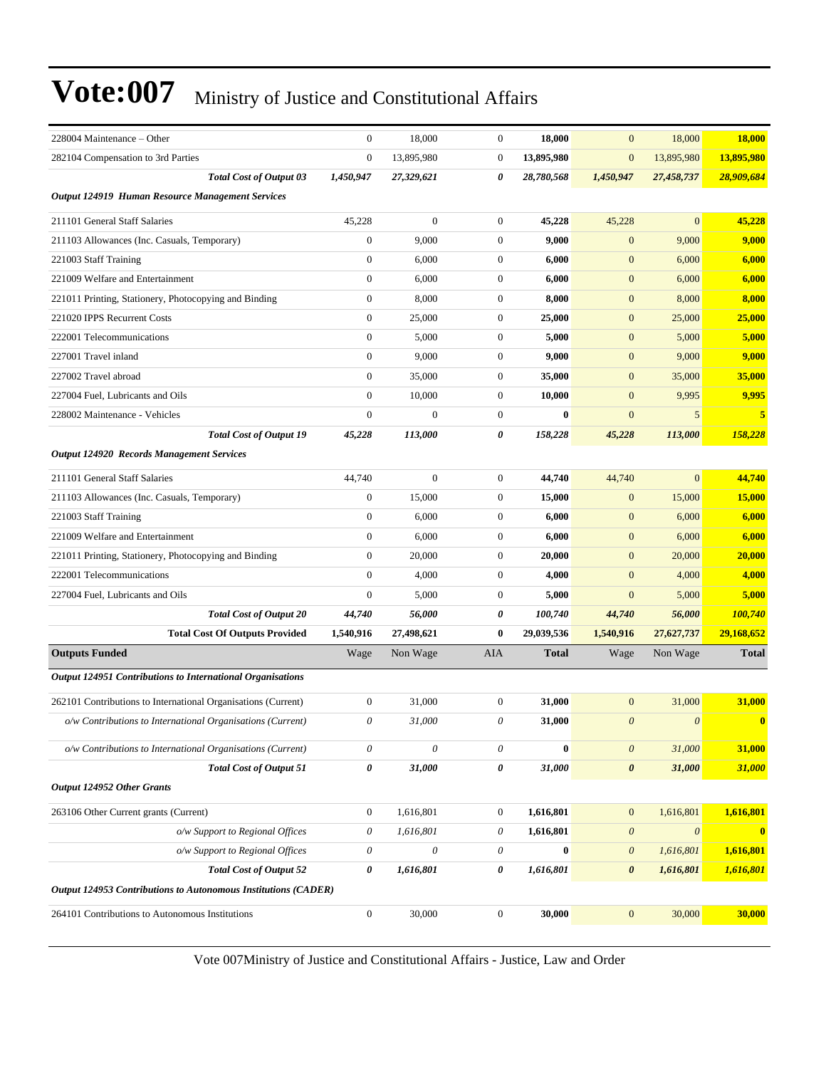# Vote:007 Ministry of Justice and Constitutional Affairs

| | | | | | | | |
|---|---|---|---|---|---|---|---|
| 228004 Maintenance – Other | 0 | 18,000 | 0 | **18,000** | 0 | 18,000 | **18,000** |
| 282104 Compensation to 3rd Parties | 0 | 13,895,980 | 0 | **13,895,980** | 0 | 13,895,980 | **13,895,980** |
| ***Total Cost of Output 03*** | ***1,450,947*** | ***27,329,621*** | ***0*** | ***28,780,568*** | ***1,450,947*** | ***27,458,737*** | ***28,909,684*** |
| ***Output 124919 Human Resource Management Services*** | | | | | | | |
| 211101 General Staff Salaries | 45,228 | 0 | 0 | **45,228** | 45,228 | 0 | **45,228** |
| 211103 Allowances (Inc. Casuals, Temporary) | 0 | 9,000 | 0 | **9,000** | 0 | 9,000 | **9,000** |
| 221003 Staff Training | 0 | 6,000 | 0 | **6,000** | 0 | 6,000 | **6,000** |
| 221009 Welfare and Entertainment | 0 | 6,000 | 0 | **6,000** | 0 | 6,000 | **6,000** |
| 221011 Printing, Stationery, Photocopying and Binding | 0 | 8,000 | 0 | **8,000** | 0 | 8,000 | **8,000** |
| 221020 IPPS Recurrent Costs | 0 | 25,000 | 0 | **25,000** | 0 | 25,000 | **25,000** |
| 222001 Telecommunications | 0 | 5,000 | 0 | **5,000** | 0 | 5,000 | **5,000** |
| 227001 Travel inland | 0 | 9,000 | 0 | **9,000** | 0 | 9,000 | **9,000** |
| 227002 Travel abroad | 0 | 35,000 | 0 | **35,000** | 0 | 35,000 | **35,000** |
| 227004 Fuel, Lubricants and Oils | 0 | 10,000 | 0 | **10,000** | 0 | 9,995 | **9,995** |
| 228002 Maintenance - Vehicles | 0 | 0 | 0 | **0** | 0 | 5 | **5** |
| ***Total Cost of Output 19*** | ***45,228*** | ***113,000*** | ***0*** | ***158,228*** | ***45,228*** | ***113,000*** | ***158,228*** |
| ***Output 124920 Records Management Services*** | | | | | | | |
| 211101 General Staff Salaries | 44,740 | 0 | 0 | **44,740** | 44,740 | 0 | **44,740** |
| 211103 Allowances (Inc. Casuals, Temporary) | 0 | 15,000 | 0 | **15,000** | 0 | 15,000 | **15,000** |
| 221003 Staff Training | 0 | 6,000 | 0 | **6,000** | 0 | 6,000 | **6,000** |
| 221009 Welfare and Entertainment | 0 | 6,000 | 0 | **6,000** | 0 | 6,000 | **6,000** |
| 221011 Printing, Stationery, Photocopying and Binding | 0 | 20,000 | 0 | **20,000** | 0 | 20,000 | **20,000** |
| 222001 Telecommunications | 0 | 4,000 | 0 | **4,000** | 0 | 4,000 | **4,000** |
| 227004 Fuel, Lubricants and Oils | 0 | 5,000 | 0 | **5,000** | 0 | 5,000 | **5,000** |
| ***Total Cost of Output 20*** | ***44,740*** | ***56,000*** | ***0*** | ***100,740*** | ***44,740*** | ***56,000*** | ***100,740*** |
| **Total Cost Of Outputs Provided** | **1,540,916** | **27,498,621** | **0** | **29,039,536** | **1,540,916** | **27,627,737** | **29,168,652** |
| **Outputs Funded** | Wage | Non Wage | AIA | **Total** | Wage | Non Wage | **Total** |
| ***Output 124951 Contributions to International Organisations*** | | | | | | | |
| 262101 Contributions to International Organisations (Current) | 0 | 31,000 | 0 | **31,000** | 0 | 31,000 | **31,000** |
| *o/w Contributions to International Organisations (Current)* | *0* | *31,000* | *0* | **31,000** | *0* | *0* | **0** |
| *o/w Contributions to International Organisations (Current)* | *0* | *0* | *0* | **0** | *0* | *31,000* | **31,000** |
| ***Total Cost of Output 51*** | ***0*** | ***31,000*** | ***0*** | ***31,000*** | ***0*** | ***31,000*** | ***31,000*** |
| ***Output 124952 Other Grants*** | | | | | | | |
| 263106 Other Current grants (Current) | 0 | 1,616,801 | 0 | **1,616,801** | 0 | 1,616,801 | **1,616,801** |
| *o/w Support to Regional Offices* | *0* | *1,616,801* | *0* | **1,616,801** | *0* | *0* | **0** |
| *o/w Support to Regional Offices* | *0* | *0* | *0* | **0** | *0* | *1,616,801* | **1,616,801** |
| ***Total Cost of Output 52*** | ***0*** | ***1,616,801*** | ***0*** | ***1,616,801*** | ***0*** | ***1,616,801*** | ***1,616,801*** |
| ***Output 124953 Contributions to Autonomous Institutions (CADER)*** | | | | | | | |
| 264101 Contributions to Autonomous Institutions | 0 | 30,000 | 0 | **30,000** | 0 | 30,000 | **30,000** |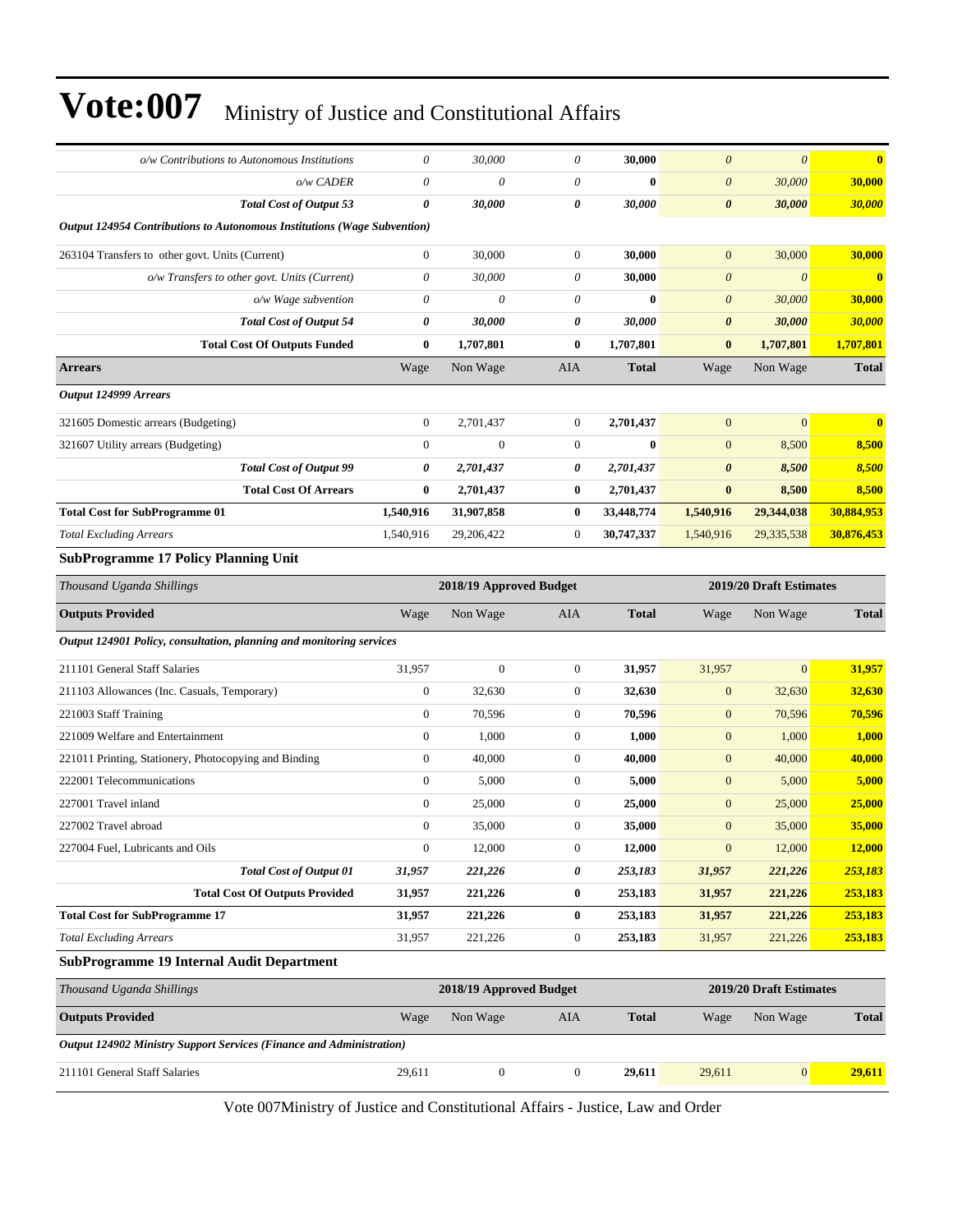# Vote:007 Ministry of Justice and Constitutional Affairs

| | Wage | Non Wage | AIA | Total | Wage | Non Wage | Total |
|---|---|---|---|---|---|---|---|
| *o/w Contributions to Autonomous Institutions* | *0* | *30,000* | *0* | **30,000** | *0* | *0* | **0** |
| *o/w CADER* | *0* | *0* | *0* | **0** | *0* | *30,000* | **30,000** |
| ***Total Cost of Output 53*** | ***0*** | ***30,000*** | ***0*** | ***30,000*** | ***0*** | ***30,000*** | ***30,000*** |
| ***Output 124954 Contributions to Autonomous Institutions (Wage Subvention)*** | | | | | | | |
| 263104 Transfers to other govt. Units (Current) | 0 | 30,000 | 0 | **30,000** | 0 | 30,000 | **30,000** |
| *o/w Transfers to other govt. Units (Current)* | *0* | *30,000* | *0* | **30,000** | *0* | *0* | **0** |
| *o/w Wage subvention* | *0* | *0* | *0* | **0** | *0* | *30,000* | **30,000** |
| ***Total Cost of Output 54*** | ***0*** | ***30,000*** | ***0*** | ***30,000*** | ***0*** | ***30,000*** | ***30,000*** |
| **Total Cost Of Outputs Funded** | **0** | **1,707,801** | **0** | **1,707,801** | **0** | **1,707,801** | **1,707,801** |
| **Arrears** | Wage | Non Wage | AIA | **Total** | Wage | Non Wage | **Total** |
| ***Output 124999 Arrears*** | | | | | | | |
| 321605 Domestic arrears (Budgeting) | 0 | 2,701,437 | 0 | **2,701,437** | 0 | 0 | **0** |
| 321607 Utility arrears (Budgeting) | 0 | 0 | 0 | **0** | 0 | 8,500 | **8,500** |
| ***Total Cost of Output 99*** | ***0*** | ***2,701,437*** | ***0*** | ***2,701,437*** | ***0*** | ***8,500*** | ***8,500*** |
| **Total Cost Of Arrears** | **0** | **2,701,437** | **0** | **2,701,437** | **0** | **8,500** | **8,500** |
| **Total Cost for SubProgramme 01** | **1,540,916** | **31,907,858** | **0** | **33,448,774** | **1,540,916** | **29,344,038** | **30,884,953** |
| *Total Excluding Arrears* | 1,540,916 | 29,206,422 | 0 | **30,747,337** | 1,540,916 | 29,335,538 | **30,876,453** |

**SubProgramme 17 Policy Planning Unit**

| *Thousand Uganda Shillings* | 2018/19 Approved Budget | | | | 2019/20 Draft Estimates | | |
|---|---|---|---|---|---|---|---|
| **Outputs Provided** | Wage | Non Wage | AIA | **Total** | Wage | Non Wage | **Total** |
| ***Output 124901 Policy, consultation, planning and monitoring services*** | | | | | | | |
| 211101 General Staff Salaries | 31,957 | 0 | 0 | **31,957** | 31,957 | 0 | **31,957** |
| 211103 Allowances (Inc. Casuals, Temporary) | 0 | 32,630 | 0 | **32,630** | 0 | 32,630 | **32,630** |
| 221003 Staff Training | 0 | 70,596 | 0 | **70,596** | 0 | 70,596 | **70,596** |
| 221009 Welfare and Entertainment | 0 | 1,000 | 0 | **1,000** | 0 | 1,000 | **1,000** |
| 221011 Printing, Stationery, Photocopying and Binding | 0 | 40,000 | 0 | **40,000** | 0 | 40,000 | **40,000** |
| 222001 Telecommunications | 0 | 5,000 | 0 | **5,000** | 0 | 5,000 | **5,000** |
| 227001 Travel inland | 0 | 25,000 | 0 | **25,000** | 0 | 25,000 | **25,000** |
| 227002 Travel abroad | 0 | 35,000 | 0 | **35,000** | 0 | 35,000 | **35,000** |
| 227004 Fuel, Lubricants and Oils | 0 | 12,000 | 0 | **12,000** | 0 | 12,000 | **12,000** |
| ***Total Cost of Output 01*** | ***31,957*** | ***221,226*** | ***0*** | ***253,183*** | ***31,957*** | ***221,226*** | ***253,183*** |
| **Total Cost Of Outputs Provided** | **31,957** | **221,226** | **0** | **253,183** | **31,957** | **221,226** | **253,183** |
| **Total Cost for SubProgramme 17** | **31,957** | **221,226** | **0** | **253,183** | **31,957** | **221,226** | **253,183** |
| *Total Excluding Arrears* | 31,957 | 221,226 | 0 | **253,183** | 31,957 | 221,226 | **253,183** |

**SubProgramme 19 Internal Audit Department**

| *Thousand Uganda Shillings* | 2018/19 Approved Budget | | | | 2019/20 Draft Estimates | | |
|---|---|---|---|---|---|---|---|
| **Outputs Provided** | Wage | Non Wage | AIA | **Total** | Wage | Non Wage | **Total** |
| ***Output 124902 Ministry Support Services (Finance and Administration)*** | | | | | | | |
| 211101 General Staff Salaries | 29,611 | 0 | 0 | **29,611** | 29,611 | 0 | **29,611** |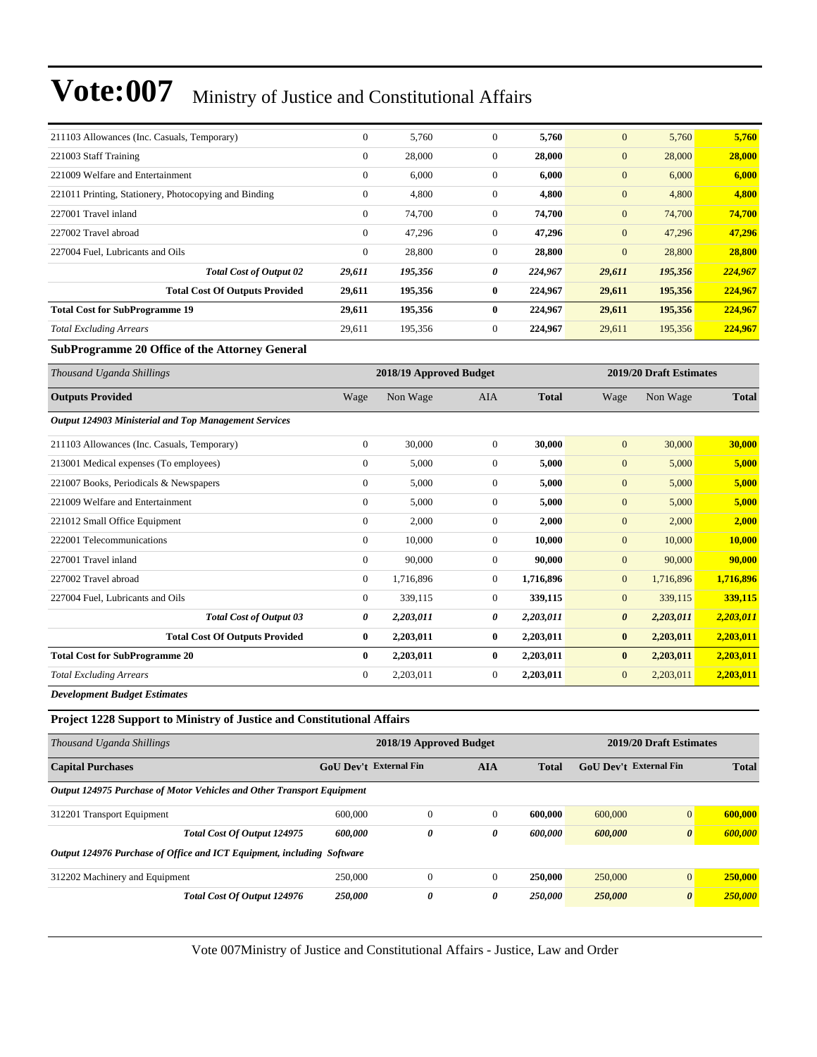| | | | | | | | |
|---|---|---|---|---|---|---|---|
| 211103 Allowances (Inc. Casuals, Temporary) | 0 | 5,760 | 0 | **5,760** | 0 | 5,760 | **5,760** |
| 221003 Staff Training | 0 | 28,000 | 0 | **28,000** | 0 | 28,000 | **28,000** |
| 221009 Welfare and Entertainment | 0 | 6,000 | 0 | **6,000** | 0 | 6,000 | **6,000** |
| 221011 Printing, Stationery, Photocopying and Binding | 0 | 4,800 | 0 | **4,800** | 0 | 4,800 | **4,800** |
| 227001 Travel inland | 0 | 74,700 | 0 | **74,700** | 0 | 74,700 | **74,700** |
| 227002 Travel abroad | 0 | 47,296 | 0 | **47,296** | 0 | 47,296 | **47,296** |
| 227004 Fuel, Lubricants and Oils | 0 | 28,800 | 0 | **28,800** | 0 | 28,800 | **28,800** |
| ***Total Cost of Output 02*** | ***29,611*** | ***195,356*** | ***0*** | ***224,967*** | ***29,611*** | ***195,356*** | ***224,967*** |
| **Total Cost Of Outputs Provided** | **29,611** | **195,356** | **0** | **224,967** | **29,611** | **195,356** | **224,967** |
| **Total Cost for SubProgramme 19** | **29,611** | **195,356** | **0** | **224,967** | **29,611** | **195,356** | **224,967** |
| *Total Excluding Arrears* | 29,611 | 195,356 | 0 | **224,967** | 29,611 | 195,356 | **224,967** |

**SubProgramme 20 Office of the Attorney General**

| *Thousand Uganda Shillings* | 2018/19 Approved Budget | | | | 2019/20 Draft Estimates | | |
|---|---|---|---|---|---|---|---|
| **Outputs Provided** | Wage | Non Wage | AIA | **Total** | Wage | Non Wage | **Total** |
| ***Output 124903 Ministerial and Top Management Services*** | | | | | | | |
| 211103 Allowances (Inc. Casuals, Temporary) | 0 | 30,000 | 0 | **30,000** | 0 | 30,000 | **30,000** |
| 213001 Medical expenses (To employees) | 0 | 5,000 | 0 | **5,000** | 0 | 5,000 | **5,000** |
| 221007 Books, Periodicals & Newspapers | 0 | 5,000 | 0 | **5,000** | 0 | 5,000 | **5,000** |
| 221009 Welfare and Entertainment | 0 | 5,000 | 0 | **5,000** | 0 | 5,000 | **5,000** |
| 221012 Small Office Equipment | 0 | 2,000 | 0 | **2,000** | 0 | 2,000 | **2,000** |
| 222001 Telecommunications | 0 | 10,000 | 0 | **10,000** | 0 | 10,000 | **10,000** |
| 227001 Travel inland | 0 | 90,000 | 0 | **90,000** | 0 | 90,000 | **90,000** |
| 227002 Travel abroad | 0 | 1,716,896 | 0 | **1,716,896** | 0 | 1,716,896 | **1,716,896** |
| 227004 Fuel, Lubricants and Oils | 0 | 339,115 | 0 | **339,115** | 0 | 339,115 | **339,115** |
| ***Total Cost of Output 03*** | ***0*** | ***2,203,011*** | ***0*** | ***2,203,011*** | ***0*** | ***2,203,011*** | ***2,203,011*** |
| **Total Cost Of Outputs Provided** | **0** | **2,203,011** | **0** | **2,203,011** | **0** | **2,203,011** | **2,203,011** |
| **Total Cost for SubProgramme 20** | **0** | **2,203,011** | **0** | **2,203,011** | **0** | **2,203,011** | **2,203,011** |
| *Total Excluding Arrears* | 0 | 2,203,011 | 0 | **2,203,011** | 0 | 2,203,011 | **2,203,011** |

***Development Budget Estimates***

**Project 1228 Support to Ministry of Justice and Constitutional Affairs**

| *Thousand Uganda Shillings* | 2018/19 Approved Budget | | | | 2019/20 Draft Estimates | | |
|---|---|---|---|---|---|---|---|
| **Capital Purchases** | **GoU Dev't** | **External Fin** | **AIA** | **Total** | **GoU Dev't** | **External Fin** | **Total** |
| ***Output 124975 Purchase of Motor Vehicles and Other Transport Equipment*** | | | | | | | |
| 312201 Transport Equipment | 600,000 | 0 | 0 | **600,000** | 600,000 | 0 | **600,000** |
| ***Total Cost Of Output 124975*** | ***600,000*** | ***0*** | ***0*** | ***600,000*** | ***600,000*** | ***0*** | ***600,000*** |
| ***Output 124976 Purchase of Office and ICT Equipment, including Software*** | | | | | | | |
| 312202 Machinery and Equipment | 250,000 | 0 | 0 | **250,000** | 250,000 | 0 | **250,000** |
| ***Total Cost Of Output 124976*** | ***250,000*** | ***0*** | ***0*** | ***250,000*** | ***250,000*** | ***0*** | ***250,000*** |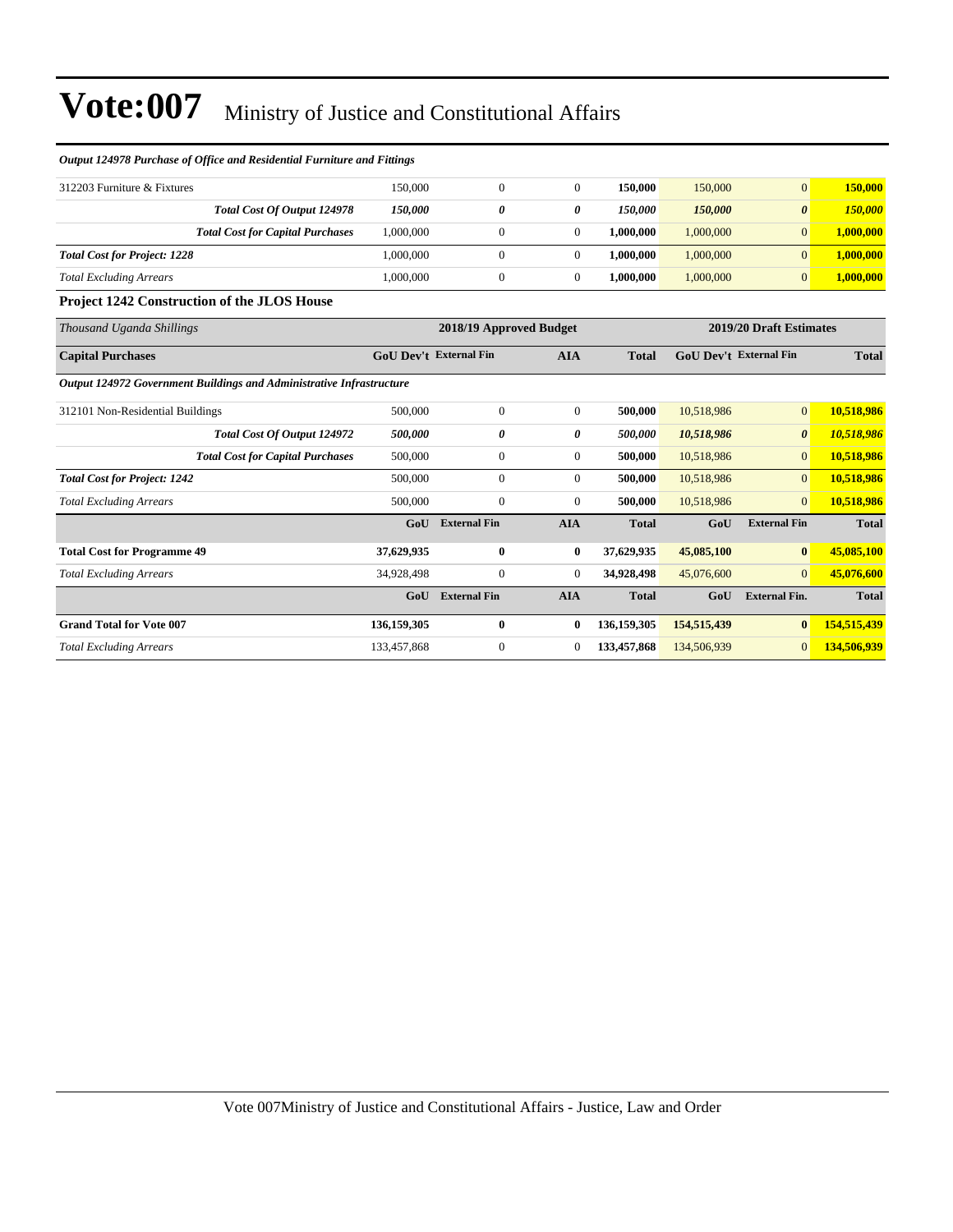# Vote:007 Ministry of Justice and Constitutional Affairs

*Output 124978 Purchase of Office and Residential Furniture and Fittings*

| | | | | | | | |
|---|---|---|---|---|---|---|---|
| 312203 Furniture & Fixtures | 150,000 | 0 | 0 | **150,000** | 150,000 | 0 | **150,000** |
| ***Total Cost Of Output 124978*** | ***150,000*** | ***0*** | ***0*** | ***150,000*** | ***150,000*** | ***0*** | ***150,000*** |
| ***Total Cost for Capital Purchases*** | 1,000,000 | 0 | 0 | **1,000,000** | 1,000,000 | 0 | **1,000,000** |
| ***Total Cost for Project: 1228*** | 1,000,000 | 0 | 0 | **1,000,000** | 1,000,000 | 0 | **1,000,000** |
| *Total Excluding Arrears* | 1,000,000 | 0 | 0 | **1,000,000** | 1,000,000 | 0 | **1,000,000** |

**Project 1242 Construction of the JLOS House**

| *Thousand Uganda Shillings* | 2018/19 Approved Budget | | | | 2019/20 Draft Estimates | | |
|---|---|---|---|---|---|---|---|
| **Capital Purchases** | **GoU Dev't** | **External Fin** | **AIA** | **Total** | **GoU Dev't** | **External Fin** | **Total** |
| ***Output 124972 Government Buildings and Administrative Infrastructure*** | | | | | | | |
| 312101 Non-Residential Buildings | 500,000 | 0 | 0 | **500,000** | 10,518,986 | 0 | **10,518,986** |
| ***Total Cost Of Output 124972*** | ***500,000*** | ***0*** | ***0*** | ***500,000*** | ***10,518,986*** | ***0*** | ***10,518,986*** |
| ***Total Cost for Capital Purchases*** | 500,000 | 0 | 0 | **500,000** | 10,518,986 | 0 | **10,518,986** |
| ***Total Cost for Project: 1242*** | 500,000 | 0 | 0 | **500,000** | 10,518,986 | 0 | **10,518,986** |
| *Total Excluding Arrears* | 500,000 | 0 | 0 | **500,000** | 10,518,986 | 0 | **10,518,986** |
| | **GoU** | **External Fin** | **AIA** | **Total** | **GoU** | **External Fin** | **Total** |
| **Total Cost for Programme 49** | **37,629,935** | **0** | **0** | **37,629,935** | **45,085,100** | **0** | **45,085,100** |
| *Total Excluding Arrears* | 34,928,498 | 0 | 0 | **34,928,498** | 45,076,600 | 0 | **45,076,600** |
| | **GoU** | **External Fin** | **AIA** | **Total** | **GoU** | **External Fin.** | **Total** |
| **Grand Total for Vote 007** | **136,159,305** | **0** | **0** | **136,159,305** | **154,515,439** | **0** | **154,515,439** |
| *Total Excluding Arrears* | 133,457,868 | 0 | 0 | **133,457,868** | 134,506,939 | 0 | **134,506,939** |